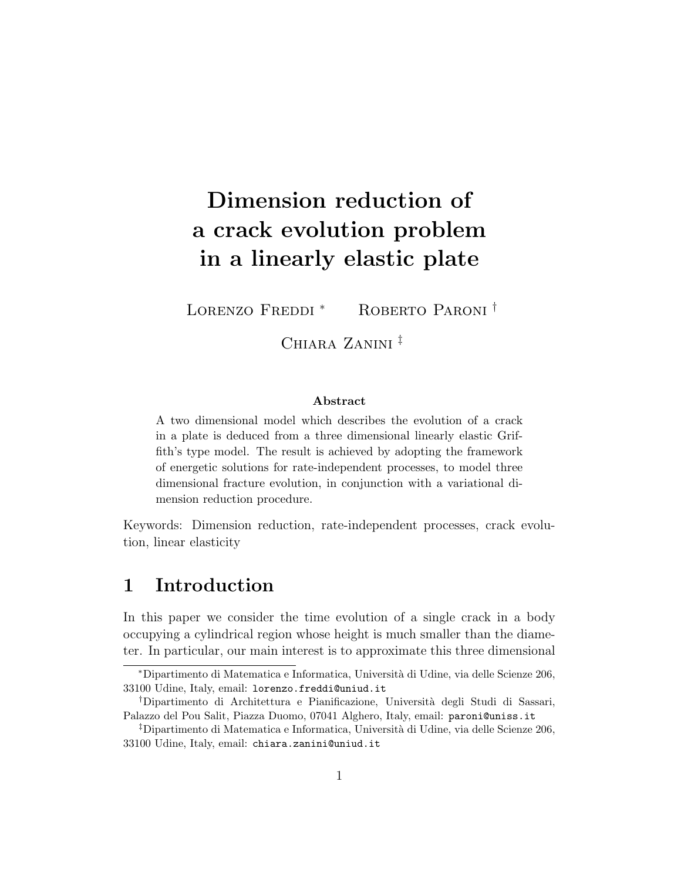# Dimension reduction of a crack evolution problem in a linearly elastic plate

Lorenzo Freddi [*] Roberto Paroni [†]

Chiara Zanini [‡]

**Abstract**

A two dimensional model which describes the evolution of a crack in a plate is deduced from a three dimensional linearly elastic Griffith's type model. The result is achieved by adopting the framework of energetic solutions for rate-independent processes, to model three dimensional fracture evolution, in conjunction with a variational dimension reduction procedure.

Keywords: Dimension reduction, rate-independent processes, crack evolution, linear elasticity

## 1 Introduction

In this paper we consider the time evolution of a single crack in a body occupying a cylindrical region whose height is much smaller than the diameter. In particular, our main interest is to approximate this three dimensional

---

[*] Dipartimento di Matematica e Informatica, Università di Udine, via delle Scienze 206, 33100 Udine, Italy, email: lorenzo.freddi@uniud.it

[†] Dipartimento di Architettura e Pianificazione, Università degli Studi di Sassari, Palazzo del Pou Salit, Piazza Duomo, 07041 Alghero, Italy, email: paroni@uniss.it

[‡] Dipartimento di Matematica e Informatica, Università di Udine, via delle Scienze 206, 33100 Udine, Italy, email: chiara.zanini@uniud.it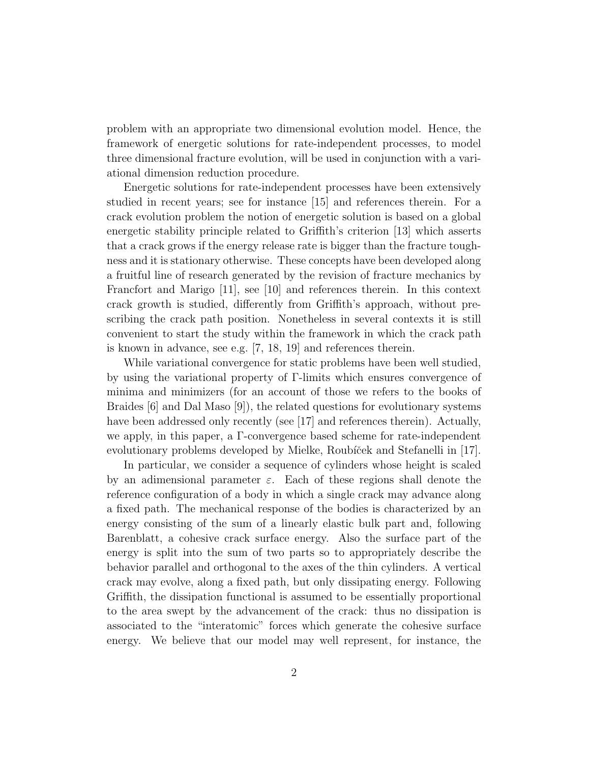problem with an appropriate two dimensional evolution model. Hence, the framework of energetic solutions for rate-independent processes, to model three dimensional fracture evolution, will be used in conjunction with a variational dimension reduction procedure.

Energetic solutions for rate-independent processes have been extensively studied in recent years; see for instance [15] and references therein. For a crack evolution problem the notion of energetic solution is based on a global energetic stability principle related to Griffith's criterion [13] which asserts that a crack grows if the energy release rate is bigger than the fracture toughness and it is stationary otherwise. These concepts have been developed along a fruitful line of research generated by the revision of fracture mechanics by Francfort and Marigo [11], see [10] and references therein. In this context crack growth is studied, differently from Griffith's approach, without prescribing the crack path position. Nonetheless in several contexts it is still convenient to start the study within the framework in which the crack path is known in advance, see e.g. [7, 18, 19] and references therein.

While variational convergence for static problems have been well studied, by using the variational property of Γ-limits which ensures convergence of minima and minimizers (for an account of those we refers to the books of Braides [6] and Dal Maso [9]), the related questions for evolutionary systems have been addressed only recently (see [17] and references therein). Actually, we apply, in this paper, a Γ-convergence based scheme for rate-independent evolutionary problems developed by Mielke, Roubíček and Stefanelli in [17].

In particular, we consider a sequence of cylinders whose height is scaled by an adimensional parameter $\varepsilon$. Each of these regions shall denote the reference configuration of a body in which a single crack may advance along a fixed path. The mechanical response of the bodies is characterized by an energy consisting of the sum of a linearly elastic bulk part and, following Barenblatt, a cohesive crack surface energy. Also the surface part of the energy is split into the sum of two parts so to appropriately describe the behavior parallel and orthogonal to the axes of the thin cylinders. A vertical crack may evolve, along a fixed path, but only dissipating energy. Following Griffith, the dissipation functional is assumed to be essentially proportional to the area swept by the advancement of the crack: thus no dissipation is associated to the "interatomic" forces which generate the cohesive surface energy. We believe that our model may well represent, for instance, the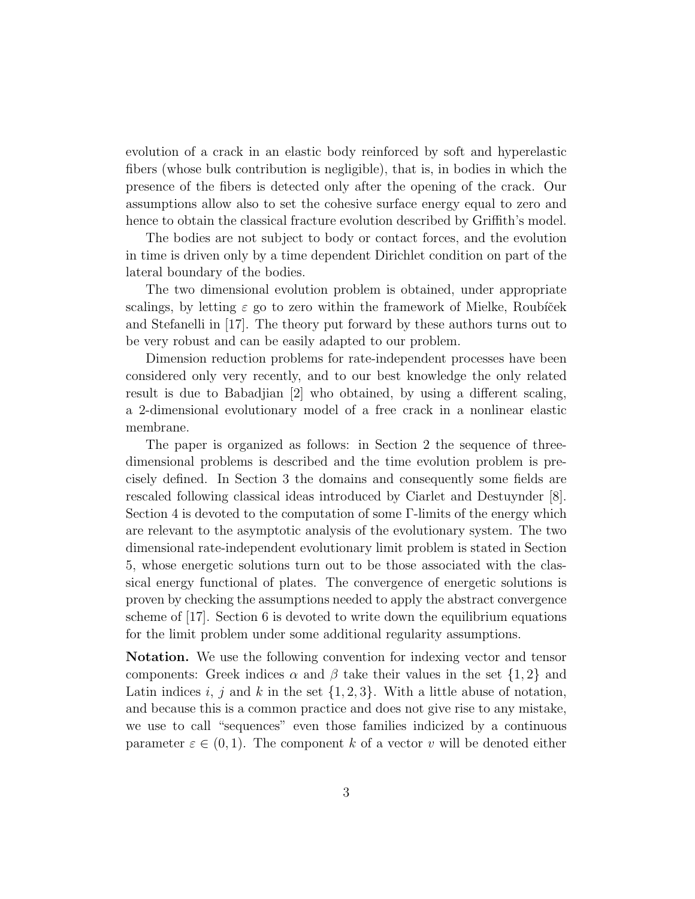evolution of a crack in an elastic body reinforced by soft and hyperelastic fibers (whose bulk contribution is negligible), that is, in bodies in which the presence of the fibers is detected only after the opening of the crack. Our assumptions allow also to set the cohesive surface energy equal to zero and hence to obtain the classical fracture evolution described by Griffith's model.

The bodies are not subject to body or contact forces, and the evolution in time is driven only by a time dependent Dirichlet condition on part of the lateral boundary of the bodies.

The two dimensional evolution problem is obtained, under appropriate scalings, by letting $\varepsilon$ go to zero within the framework of Mielke, Roubíček and Stefanelli in [17]. The theory put forward by these authors turns out to be very robust and can be easily adapted to our problem.

Dimension reduction problems for rate-independent processes have been considered only very recently, and to our best knowledge the only related result is due to Babadjian [2] who obtained, by using a different scaling, a 2-dimensional evolutionary model of a free crack in a nonlinear elastic membrane.

The paper is organized as follows: in Section 2 the sequence of three-dimensional problems is described and the time evolution problem is precisely defined. In Section 3 the domains and consequently some fields are rescaled following classical ideas introduced by Ciarlet and Destuynder [8]. Section 4 is devoted to the computation of some $\Gamma$-limits of the energy which are relevant to the asymptotic analysis of the evolutionary system. The two dimensional rate-independent evolutionary limit problem is stated in Section 5, whose energetic solutions turn out to be those associated with the classical energy functional of plates. The convergence of energetic solutions is proven by checking the assumptions needed to apply the abstract convergence scheme of [17]. Section 6 is devoted to write down the equilibrium equations for the limit problem under some additional regularity assumptions.

**Notation.** We use the following convention for indexing vector and tensor components: Greek indices $\alpha$ and $\beta$ take their values in the set $\{1, 2\}$ and Latin indices $i$, $j$ and $k$ in the set $\{1, 2, 3\}$. With a little abuse of notation, and because this is a common practice and does not give rise to any mistake, we use to call "sequences" even those families indicized by a continuous parameter $\varepsilon \in (0, 1)$. The component $k$ of a vector $v$ will be denoted either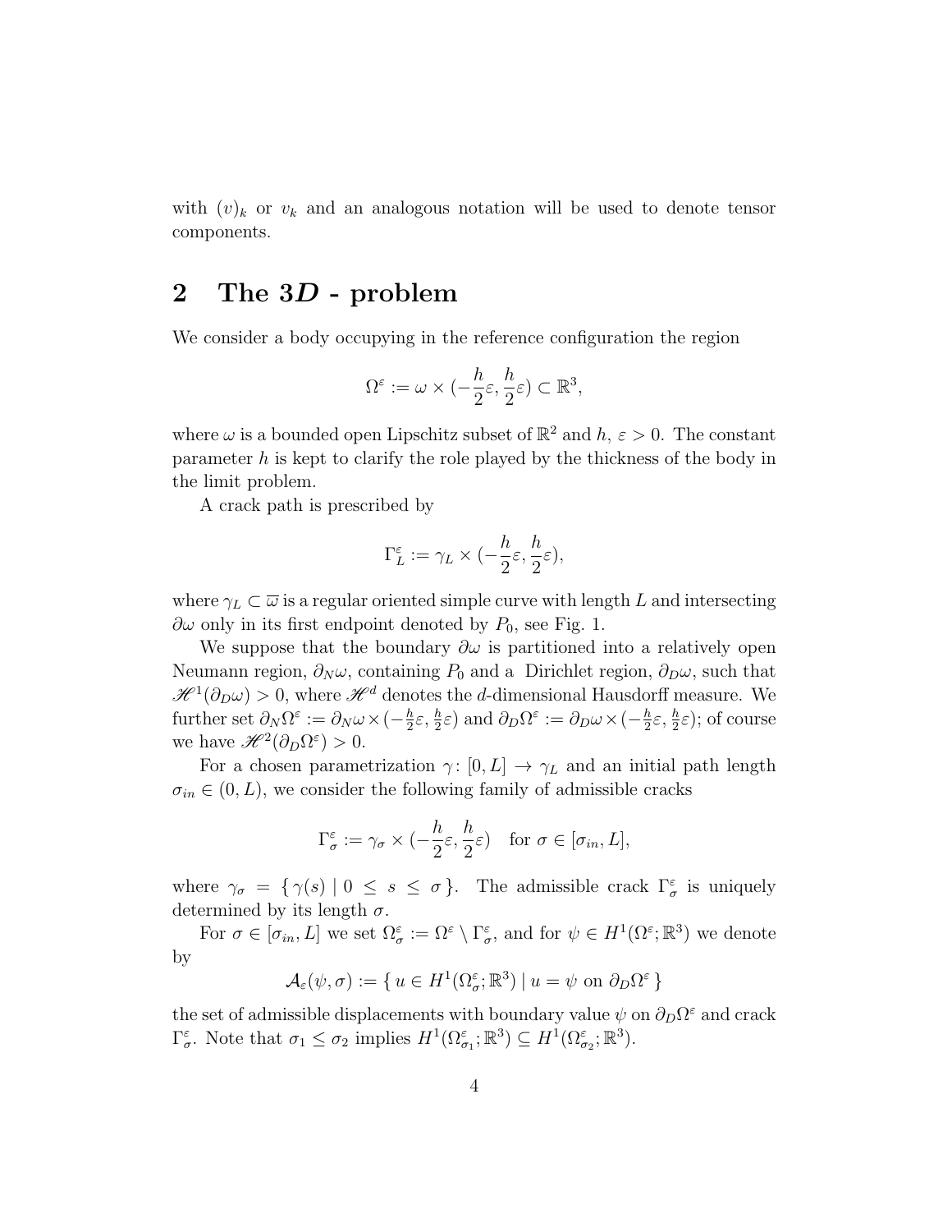with $(v)_k$ or $v_k$ and an analogous notation will be used to denote tensor components.

## 2 The $3D$ - problem

We consider a body occupying in the reference configuration the region

$$\Omega^\varepsilon := \omega \times (-\frac{h}{2}\varepsilon, \frac{h}{2}\varepsilon) \subset \mathbb{R}^3,$$

where $\omega$ is a bounded open Lipschitz subset of $\mathbb{R}^2$ and $h$, $\varepsilon > 0$. The constant parameter $h$ is kept to clarify the role played by the thickness of the body in the limit problem.

A crack path is prescribed by

$$\Gamma_L^\varepsilon := \gamma_L \times (-\frac{h}{2}\varepsilon, \frac{h}{2}\varepsilon),$$

where $\gamma_L \subset \overline{\omega}$ is a regular oriented simple curve with length $L$ and intersecting $\partial\omega$ only in its first endpoint denoted by $P_0$, see Fig. 1.

We suppose that the boundary $\partial\omega$ is partitioned into a relatively open Neumann region, $\partial_N\omega$, containing $P_0$ and a Dirichlet region, $\partial_D\omega$, such that $\mathscr{H}^1(\partial_D\omega) > 0$, where $\mathscr{H}^d$ denotes the $d$-dimensional Hausdorff measure. We further set $\partial_N\Omega^\varepsilon := \partial_N\omega \times (-\frac{h}{2}\varepsilon, \frac{h}{2}\varepsilon)$ and $\partial_D\Omega^\varepsilon := \partial_D\omega \times (-\frac{h}{2}\varepsilon, \frac{h}{2}\varepsilon)$; of course we have $\mathscr{H}^2(\partial_D\Omega^\varepsilon) > 0$.

For a chosen parametrization $\gamma\colon [0, L] \to \gamma_L$ and an initial path length $\sigma_{in} \in (0, L)$, we consider the following family of admissible cracks

$$\Gamma_\sigma^\varepsilon := \gamma_\sigma \times (-\frac{h}{2}\varepsilon, \frac{h}{2}\varepsilon) \quad \text{for } \sigma \in [\sigma_{in}, L],$$

where $\gamma_\sigma = \{\, \gamma(s) \mid 0 \leq s \leq \sigma \,\}$. The admissible crack $\Gamma_\sigma^\varepsilon$ is uniquely determined by its length $\sigma$.

For $\sigma \in [\sigma_{in}, L]$ we set $\Omega_\sigma^\varepsilon := \Omega^\varepsilon \setminus \Gamma_\sigma^\varepsilon$, and for $\psi \in H^1(\Omega^\varepsilon; \mathbb{R}^3)$ we denote by

$$\mathcal{A}_\varepsilon(\psi, \sigma) := \{\, u \in H^1(\Omega_\sigma^\varepsilon; \mathbb{R}^3) \mid u = \psi \text{ on } \partial_D\Omega^\varepsilon \,\}$$

the set of admissible displacements with boundary value $\psi$ on $\partial_D\Omega^\varepsilon$ and crack $\Gamma_\sigma^\varepsilon$. Note that $\sigma_1 \leq \sigma_2$ implies $H^1(\Omega_{\sigma_1}^\varepsilon; \mathbb{R}^3) \subseteq H^1(\Omega_{\sigma_2}^\varepsilon; \mathbb{R}^3)$.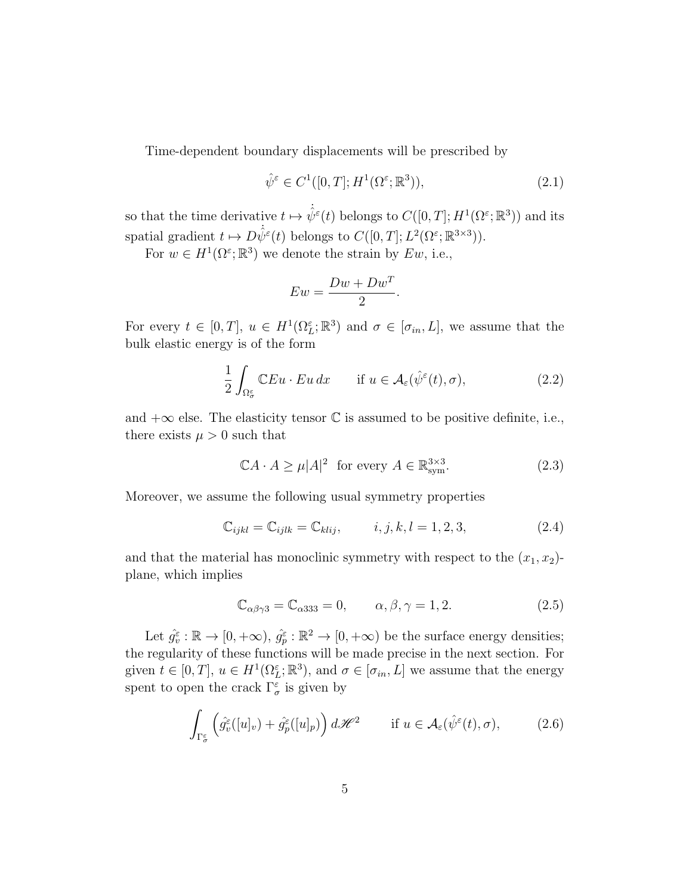Time-dependent boundary displacements will be prescribed by

$$\hat{\psi}^\varepsilon \in C^1([0,T]; H^1(\Omega^\varepsilon; \mathbb{R}^3)), \tag{2.1}$$

so that the time derivative $t \mapsto \dot{\hat{\psi}}^\varepsilon(t)$ belongs to $C([0,T]; H^1(\Omega^\varepsilon; \mathbb{R}^3))$ and its spatial gradient $t \mapsto D\dot{\hat{\psi}}^\varepsilon(t)$ belongs to $C([0,T]; L^2(\Omega^\varepsilon; \mathbb{R}^{3\times 3}))$.

For $w \in H^1(\Omega^\varepsilon; \mathbb{R}^3)$ we denote the strain by $Ew$, i.e.,

$$Ew = \frac{Dw + Dw^T}{2}.$$

For every $t \in [0,T]$, $u \in H^1(\Omega^\varepsilon_L; \mathbb{R}^3)$ and $\sigma \in [\sigma_{in}, L]$, we assume that the bulk elastic energy is of the form

$$\frac{1}{2} \int_{\Omega^\varepsilon_\sigma} \mathbb{C} Eu \cdot Eu \, dx \qquad \text{if } u \in \mathcal{A}_\varepsilon(\hat{\psi}^\varepsilon(t), \sigma), \tag{2.2}$$

and $+\infty$ else. The elasticity tensor $\mathbb{C}$ is assumed to be positive definite, i.e., there exists $\mu > 0$ such that

$$\mathbb{C} A \cdot A \geq \mu |A|^2 \ \text{ for every } A \in \mathbb{R}^{3\times 3}_{\text{sym}}. \tag{2.3}$$

Moreover, we assume the following usual symmetry properties

$$\mathbb{C}_{ijkl} = \mathbb{C}_{ijlk} = \mathbb{C}_{klij}, \qquad i,j,k,l = 1,2,3, \tag{2.4}$$

and that the material has monoclinic symmetry with respect to the $(x_1, x_2)$-plane, which implies

$$\mathbb{C}_{\alpha\beta\gamma 3} = \mathbb{C}_{\alpha 333} = 0, \qquad \alpha, \beta, \gamma = 1, 2. \tag{2.5}$$

Let $\hat{g}^\varepsilon_v : \mathbb{R} \to [0, +\infty)$, $\hat{g}^\varepsilon_p : \mathbb{R}^2 \to [0, +\infty)$ be the surface energy densities; the regularity of these functions will be made precise in the next section. For given $t \in [0,T]$, $u \in H^1(\Omega^\varepsilon_L; \mathbb{R}^3)$, and $\sigma \in [\sigma_{in}, L]$ we assume that the energy spent to open the crack $\Gamma^\varepsilon_\sigma$ is given by

$$\int_{\Gamma^\varepsilon_\sigma} \left( \hat{g}^\varepsilon_v([u]_v) + \hat{g}^\varepsilon_p([u]_p) \right) d\mathscr{H}^2 \qquad \text{if } u \in \mathcal{A}_\varepsilon(\hat{\psi}^\varepsilon(t), \sigma), \tag{2.6}$$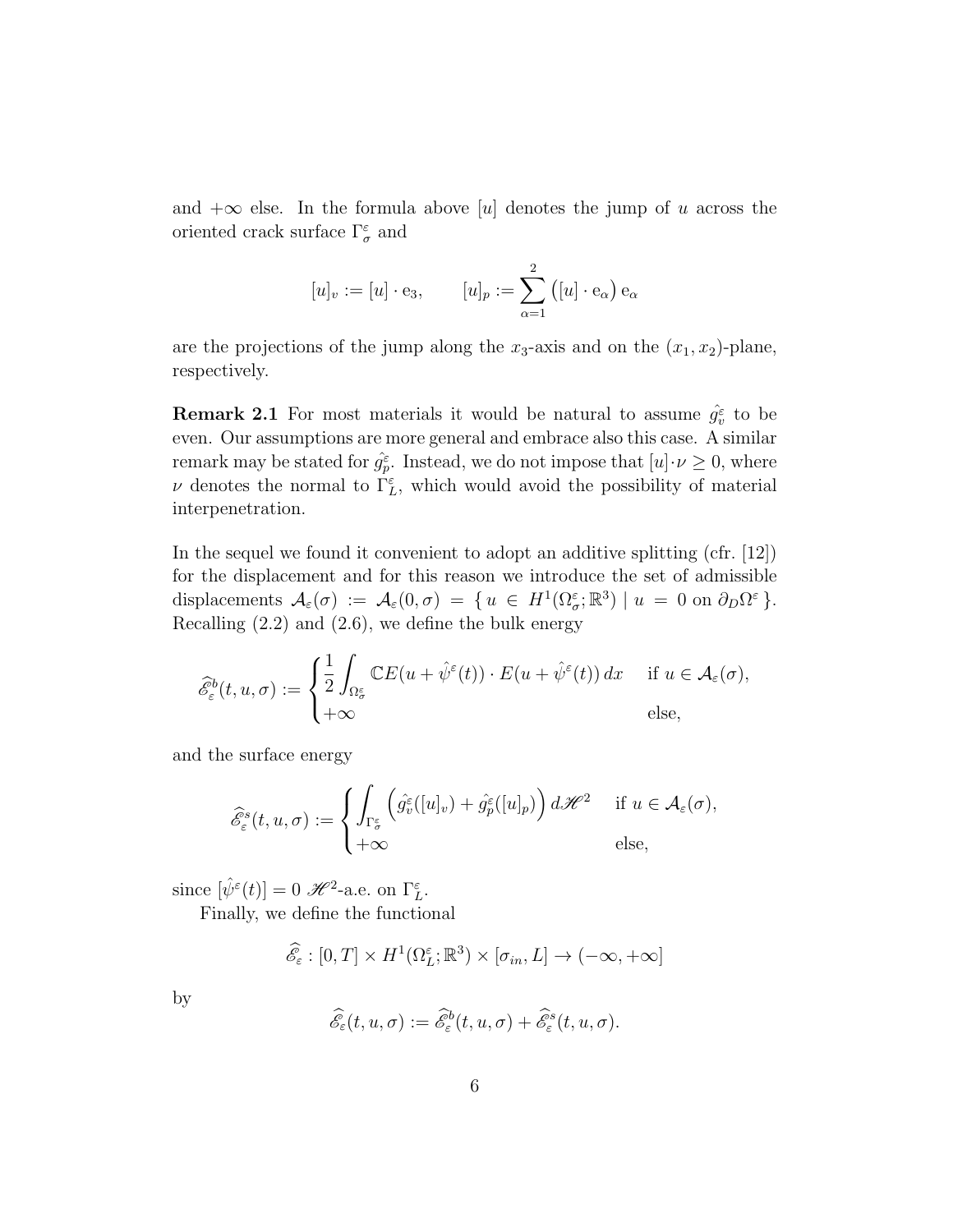and $+\infty$ else. In the formula above $[u]$ denotes the jump of $u$ across the oriented crack surface $\Gamma^\varepsilon_\sigma$ and

$$[u]_v := [u] \cdot \mathrm{e}_3, \qquad [u]_p := \sum_{\alpha=1}^{2} \big([u] \cdot \mathrm{e}_\alpha\big)\, \mathrm{e}_\alpha$$

are the projections of the jump along the $x_3$-axis and on the $(x_1, x_2)$-plane, respectively.

**Remark 2.1** For most materials it would be natural to assume $\hat{g}^\varepsilon_v$ to be even. Our assumptions are more general and embrace also this case. A similar remark may be stated for $\hat{g}^\varepsilon_p$. Instead, we do not impose that $[u]\cdot\nu \geq 0$, where $\nu$ denotes the normal to $\Gamma^\varepsilon_L$, which would avoid the possibility of material interpenetration.

In the sequel we found it convenient to adopt an additive splitting (cfr. [12]) for the displacement and for this reason we introduce the set of admissible displacements $\mathcal{A}_\varepsilon(\sigma) := \mathcal{A}_\varepsilon(0, \sigma) = \{\, u \in H^1(\Omega^\varepsilon_\sigma; \mathbb{R}^3) \mid u = 0 \text{ on } \partial_D\Omega^\varepsilon \,\}$. Recalling (2.2) and (2.6), we define the bulk energy

$$\widehat{\mathscr{E}}^b_\varepsilon(t, u, \sigma) := \begin{cases} \dfrac{1}{2} \displaystyle\int_{\Omega^\varepsilon_\sigma} \mathbb{C}E(u + \hat{\psi}^\varepsilon(t)) \cdot E(u + \hat{\psi}^\varepsilon(t))\, dx & \text{if } u \in \mathcal{A}_\varepsilon(\sigma), \\ +\infty & \text{else,} \end{cases}$$

and the surface energy

$$\widehat{\mathscr{E}}^s_\varepsilon(t, u, \sigma) := \begin{cases} \displaystyle\int_{\Gamma^\varepsilon_\sigma} \Big(\hat{g}^\varepsilon_v([u]_v) + \hat{g}^\varepsilon_p([u]_p)\Big)\, d\mathscr{H}^2 & \text{if } u \in \mathcal{A}_\varepsilon(\sigma), \\ +\infty & \text{else,} \end{cases}$$

since $[\hat{\psi}^\varepsilon(t)] = 0$ $\mathscr{H}^2$-a.e. on $\Gamma^\varepsilon_L$.

Finally, we define the functional

$$\widehat{\mathscr{E}}_\varepsilon : [0, T] \times H^1(\Omega^\varepsilon_L; \mathbb{R}^3) \times [\sigma_{in}, L] \to (-\infty, +\infty]$$

by

$$\widehat{\mathscr{E}}_\varepsilon(t, u, \sigma) := \widehat{\mathscr{E}}^b_\varepsilon(t, u, \sigma) + \widehat{\mathscr{E}}^s_\varepsilon(t, u, \sigma).$$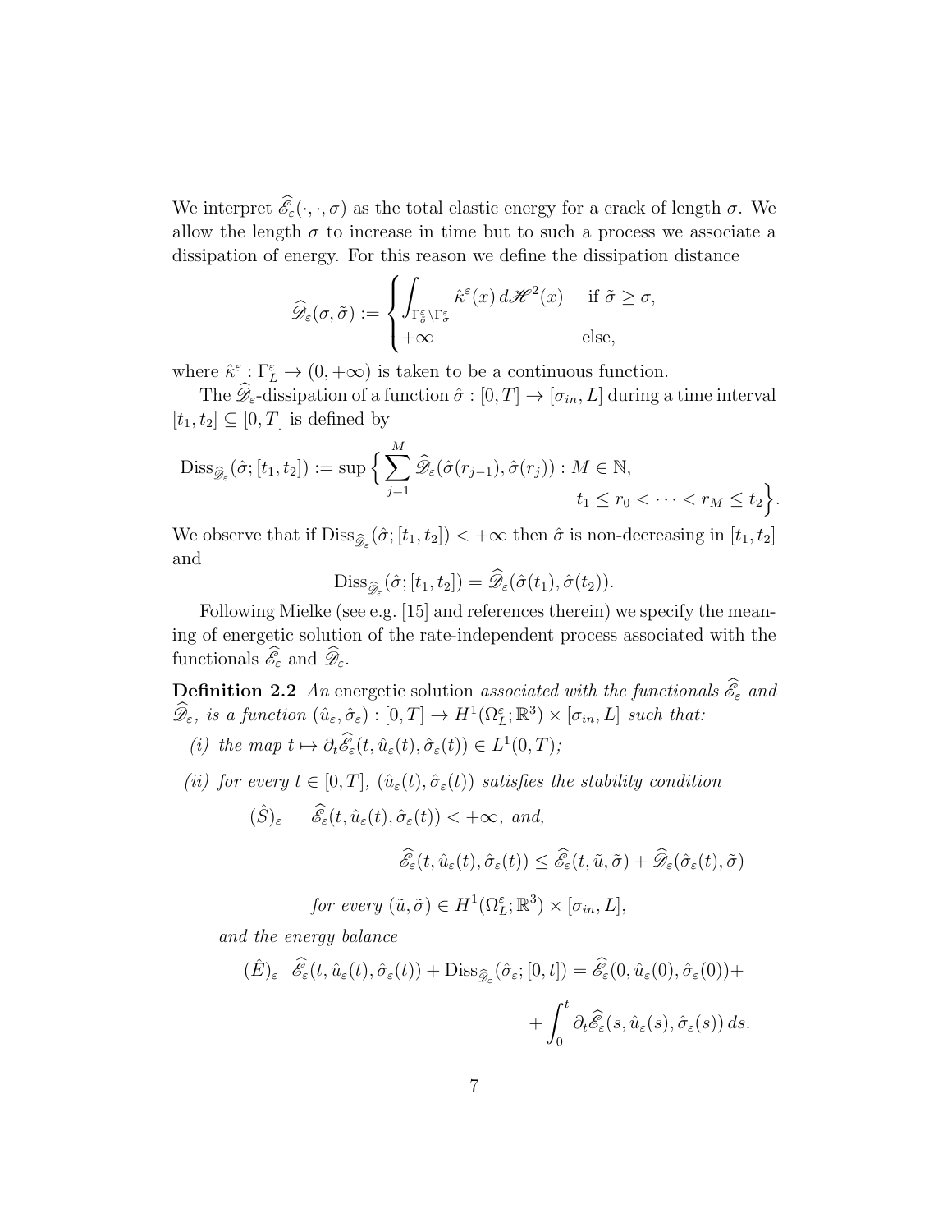We interpret $\widehat{\mathscr{E}}_\varepsilon(\cdot,\cdot,\sigma)$ as the total elastic energy for a crack of length $\sigma$. We allow the length $\sigma$ to increase in time but to such a process we associate a dissipation of energy. For this reason we define the dissipation distance

$$\widehat{\mathscr{D}}_\varepsilon(\sigma,\tilde{\sigma}) := \begin{cases} \displaystyle\int_{\Gamma^\varepsilon_{\tilde{\sigma}}\setminus\Gamma^\varepsilon_\sigma} \hat{\kappa}^\varepsilon(x)\, d\mathscr{H}^2(x) & \text{if } \tilde{\sigma}\geq\sigma, \\ +\infty & \text{else,} \end{cases}$$

where $\hat{\kappa}^\varepsilon : \Gamma^\varepsilon_L \to (0,+\infty)$ is taken to be a continuous function.

The $\widehat{\mathscr{D}}_\varepsilon$-dissipation of a function $\hat{\sigma} : [0,T]\to[\sigma_{in},L]$ during a time interval $[t_1,t_2]\subseteq[0,T]$ is defined by

$$\mathrm{Diss}_{\widehat{\mathscr{D}}_\varepsilon}(\hat{\sigma};[t_1,t_2]) := \sup\Big\{ \sum_{j=1}^M \widehat{\mathscr{D}}_\varepsilon(\hat{\sigma}(r_{j-1}),\hat{\sigma}(r_j)) : M\in\mathbb{N}, \\ t_1\leq r_0<\cdots<r_M\leq t_2\Big\}.$$

We observe that if $\mathrm{Diss}_{\widehat{\mathscr{D}}_\varepsilon}(\hat{\sigma};[t_1,t_2])<+\infty$ then $\hat{\sigma}$ is non-decreasing in $[t_1,t_2]$ and

$$\mathrm{Diss}_{\widehat{\mathscr{D}}_\varepsilon}(\hat{\sigma};[t_1,t_2]) = \widehat{\mathscr{D}}_\varepsilon(\hat{\sigma}(t_1),\hat{\sigma}(t_2)).$$

Following Mielke (see e.g. [15] and references therein) we specify the meaning of energetic solution of the rate-independent process associated with the functionals $\widehat{\mathscr{E}}_\varepsilon$ and $\widehat{\mathscr{D}}_\varepsilon$.

**Definition 2.2** *An* energetic solution *associated with the functionals $\widehat{\mathscr{E}}_\varepsilon$ and $\widehat{\mathscr{D}}_\varepsilon$, is a function $(\hat{u}_\varepsilon,\hat{\sigma}_\varepsilon) : [0,T]\to H^1(\Omega^\varepsilon_L;\mathbb{R}^3)\times[\sigma_{in},L]$ such that:*

*(i) the map $t\mapsto\partial_t\widehat{\mathscr{E}}_\varepsilon(t,\hat{u}_\varepsilon(t),\hat{\sigma}_\varepsilon(t))\in L^1(0,T)$;*

*(ii) for every $t\in[0,T]$, $(\hat{u}_\varepsilon(t),\hat{\sigma}_\varepsilon(t))$ satisfies the stability condition*

$(\hat{S})_\varepsilon$ $\quad\widehat{\mathscr{E}}_\varepsilon(t,\hat{u}_\varepsilon(t),\hat{\sigma}_\varepsilon(t))<+\infty$, *and,*

$$\widehat{\mathscr{E}}_\varepsilon(t,\hat{u}_\varepsilon(t),\hat{\sigma}_\varepsilon(t)) \leq \widehat{\mathscr{E}}_\varepsilon(t,\tilde{u},\tilde{\sigma}) + \widehat{\mathscr{D}}_\varepsilon(\hat{\sigma}_\varepsilon(t),\tilde{\sigma})$$

*for every $(\tilde{u},\tilde{\sigma})\in H^1(\Omega^\varepsilon_L;\mathbb{R}^3)\times[\sigma_{in},L]$,*

*and the energy balance*

$(\hat{E})_\varepsilon$

$$\widehat{\mathscr{E}}_\varepsilon(t,\hat{u}_\varepsilon(t),\hat{\sigma}_\varepsilon(t)) + \mathrm{Diss}_{\widehat{\mathscr{D}}_\varepsilon}(\hat{\sigma}_\varepsilon;[0,t]) = \widehat{\mathscr{E}}_\varepsilon(0,\hat{u}_\varepsilon(0),\hat{\sigma}_\varepsilon(0)) + \\ + \int_0^t \partial_t\widehat{\mathscr{E}}_\varepsilon(s,\hat{u}_\varepsilon(s),\hat{\sigma}_\varepsilon(s))\, ds.$$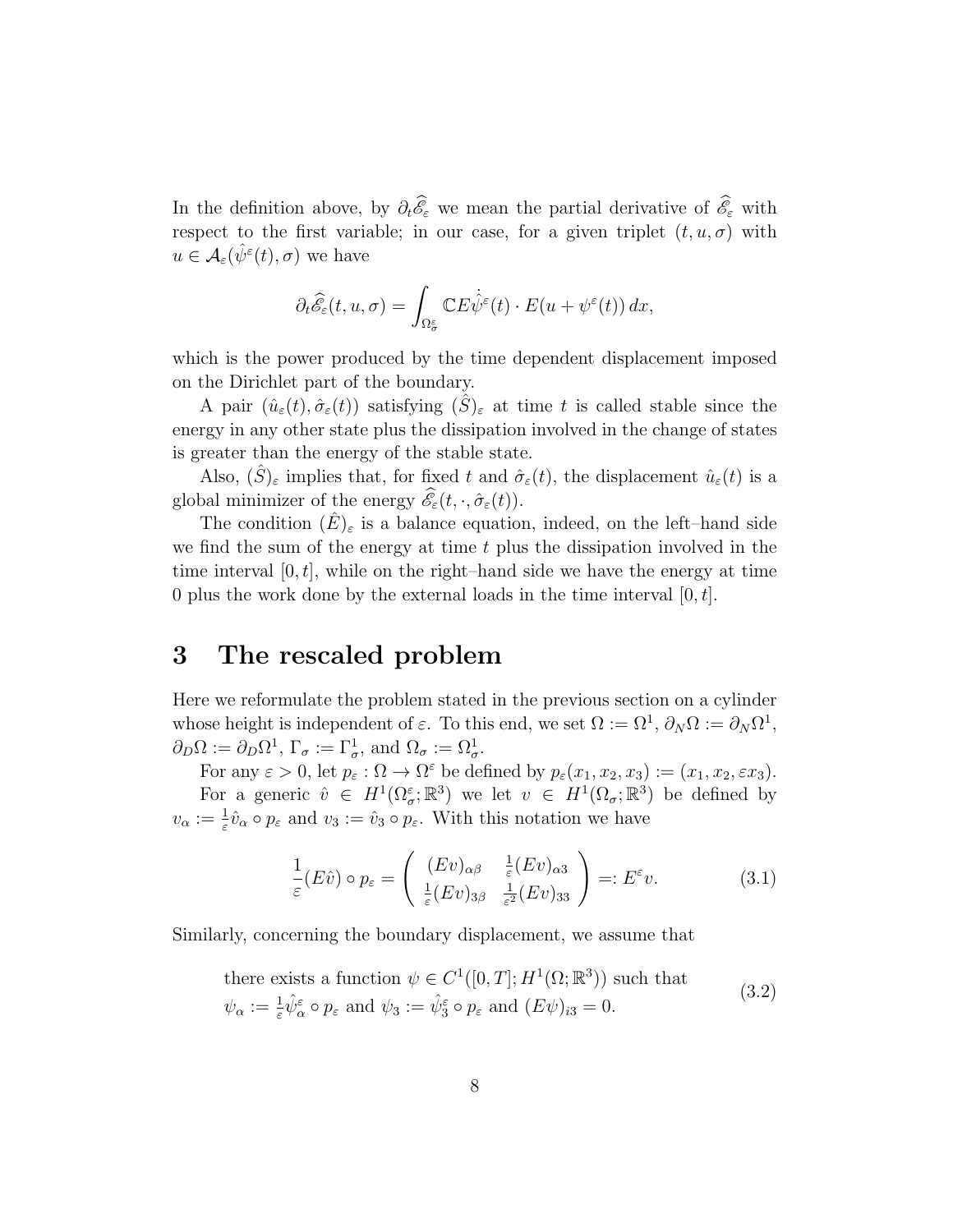In the definition above, by $\partial_t \widehat{\mathscr{E}}_\varepsilon$ we mean the partial derivative of $\widehat{\mathscr{E}}_\varepsilon$ with respect to the first variable; in our case, for a given triplet $(t, u, \sigma)$ with $u \in \mathcal{A}_\varepsilon(\hat{\psi}^\varepsilon(t), \sigma)$ we have

$$\partial_t \widehat{\mathscr{E}}_\varepsilon(t, u, \sigma) = \int_{\Omega^\varepsilon_\sigma} \mathbb{C} E \dot{\hat{\psi}}^\varepsilon(t) \cdot E(u + \psi^\varepsilon(t))\, dx,$$

which is the power produced by the time dependent displacement imposed on the Dirichlet part of the boundary.

A pair $(\hat{u}_\varepsilon(t), \hat{\sigma}_\varepsilon(t))$ satisfying $(\hat{S})_\varepsilon$ at time $t$ is called stable since the energy in any other state plus the dissipation involved in the change of states is greater than the energy of the stable state.

Also, $(\hat{S})_\varepsilon$ implies that, for fixed $t$ and $\hat{\sigma}_\varepsilon(t)$, the displacement $\hat{u}_\varepsilon(t)$ is a global minimizer of the energy $\widehat{\mathscr{E}}_\varepsilon(t, \cdot, \hat{\sigma}_\varepsilon(t))$.

The condition $(\hat{E})_\varepsilon$ is a balance equation, indeed, on the left–hand side we find the sum of the energy at time $t$ plus the dissipation involved in the time interval $[0, t]$, while on the right–hand side we have the energy at time 0 plus the work done by the external loads in the time interval $[0, t]$.

# 3 The rescaled problem

Here we reformulate the problem stated in the previous section on a cylinder whose height is independent of $\varepsilon$. To this end, we set $\Omega := \Omega^1$, $\partial_N \Omega := \partial_N \Omega^1$, $\partial_D \Omega := \partial_D \Omega^1$, $\Gamma_\sigma := \Gamma^1_\sigma$, and $\Omega_\sigma := \Omega^1_\sigma$.

For any $\varepsilon > 0$, let $p_\varepsilon : \Omega \to \Omega^\varepsilon$ be defined by $p_\varepsilon(x_1, x_2, x_3) := (x_1, x_2, \varepsilon x_3)$.

For a generic $\hat{v} \in H^1(\Omega^\varepsilon_\sigma; \mathbb{R}^3)$ we let $v \in H^1(\Omega_\sigma; \mathbb{R}^3)$ be defined by $v_\alpha := \frac{1}{\varepsilon} \hat{v}_\alpha \circ p_\varepsilon$ and $v_3 := \hat{v}_3 \circ p_\varepsilon$. With this notation we have

$$\frac{1}{\varepsilon}(E\hat{v}) \circ p_\varepsilon = \begin{pmatrix} (Ev)_{\alpha\beta} & \frac{1}{\varepsilon}(Ev)_{\alpha 3} \\ \frac{1}{\varepsilon}(Ev)_{3\beta} & \frac{1}{\varepsilon^2}(Ev)_{33} \end{pmatrix} =: E^\varepsilon v. \tag{3.1}$$

Similarly, concerning the boundary displacement, we assume that

$$\begin{aligned}&\text{there exists a function } \psi \in C^1([0,T]; H^1(\Omega; \mathbb{R}^3)) \text{ such that} \\ &\psi_\alpha := \tfrac{1}{\varepsilon} \hat{\psi}^\varepsilon_\alpha \circ p_\varepsilon \text{ and } \psi_3 := \hat{\psi}^\varepsilon_3 \circ p_\varepsilon \text{ and } (E\psi)_{i3} = 0.\end{aligned} \tag{3.2}$$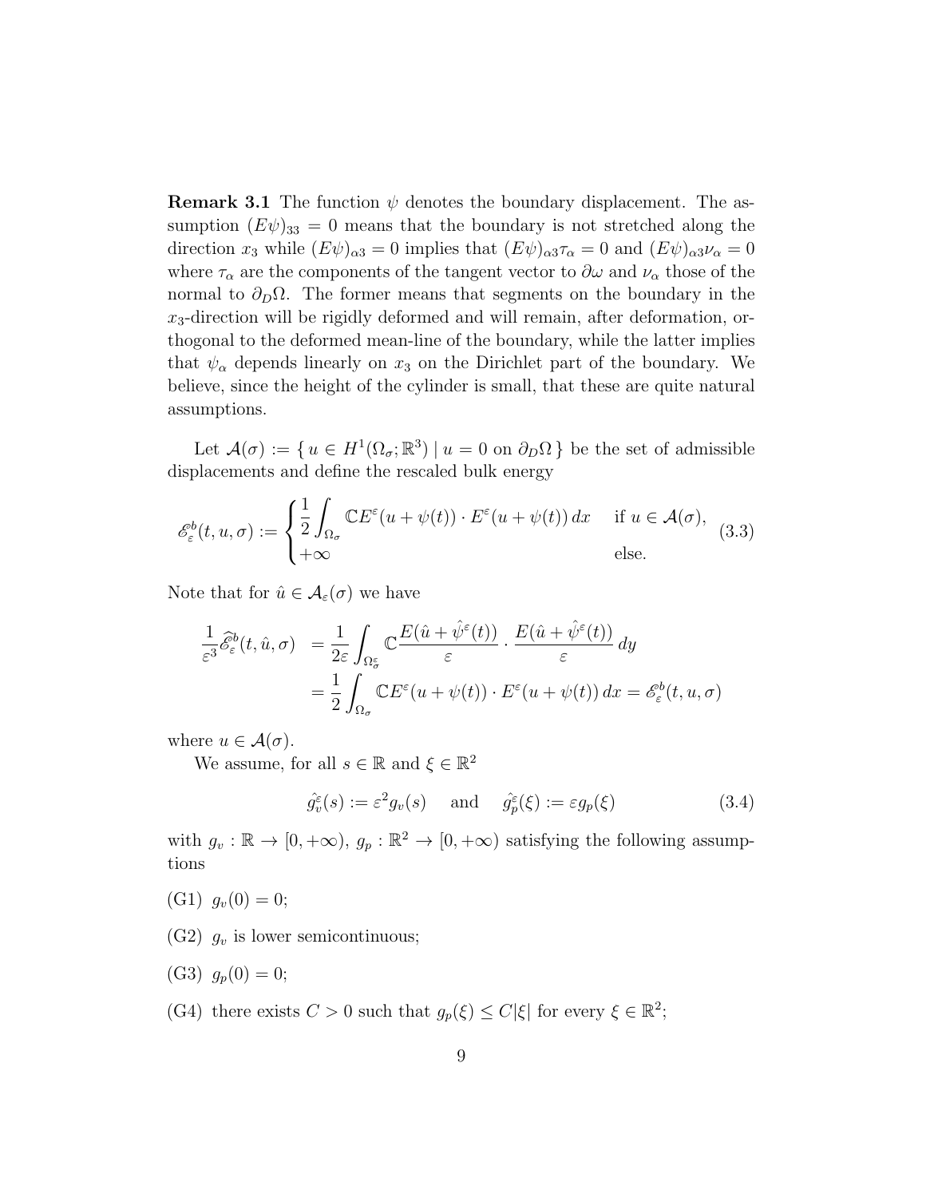**Remark 3.1** The function $\psi$ denotes the boundary displacement. The assumption $(E\psi)_{33} = 0$ means that the boundary is not stretched along the direction $x_3$ while $(E\psi)_{\alpha 3} = 0$ implies that $(E\psi)_{\alpha 3}\tau_\alpha = 0$ and $(E\psi)_{\alpha 3}\nu_\alpha = 0$ where $\tau_\alpha$ are the components of the tangent vector to $\partial\omega$ and $\nu_\alpha$ those of the normal to $\partial_D\Omega$. The former means that segments on the boundary in the $x_3$-direction will be rigidly deformed and will remain, after deformation, orthogonal to the deformed mean-line of the boundary, while the latter implies that $\psi_\alpha$ depends linearly on $x_3$ on the Dirichlet part of the boundary. We believe, since the height of the cylinder is small, that these are quite natural assumptions.

Let $\mathcal{A}(\sigma) := \{\, u \in H^1(\Omega_\sigma; \mathbb{R}^3) \mid u = 0 \text{ on } \partial_D\Omega \,\}$ be the set of admissible displacements and define the rescaled bulk energy

$$
\mathscr{E}^b_\varepsilon(t, u, \sigma) := \begin{cases} \dfrac{1}{2}\displaystyle\int_{\Omega_\sigma} \mathbb{C}E^\varepsilon(u + \psi(t)) \cdot E^\varepsilon(u + \psi(t))\, dx & \text{if } u \in \mathcal{A}(\sigma), \\ +\infty & \text{else.} \end{cases} \tag{3.3}
$$

Note that for $\hat{u} \in \mathcal{A}_\varepsilon(\sigma)$ we have

$$
\begin{aligned}
\frac{1}{\varepsilon^3}\widehat{\mathscr{E}}^b_\varepsilon(t, \hat{u}, \sigma) &= \frac{1}{2\varepsilon}\int_{\Omega^\varepsilon_\sigma} \mathbb{C}\frac{E(\hat{u} + \hat{\psi}^\varepsilon(t))}{\varepsilon} \cdot \frac{E(\hat{u} + \hat{\psi}^\varepsilon(t))}{\varepsilon}\, dy \\
&= \frac{1}{2}\int_{\Omega_\sigma} \mathbb{C}E^\varepsilon(u + \psi(t)) \cdot E^\varepsilon(u + \psi(t))\, dx = \mathscr{E}^b_\varepsilon(t, u, \sigma)
\end{aligned}
$$

where $u \in \mathcal{A}(\sigma)$.

We assume, for all $s \in \mathbb{R}$ and $\xi \in \mathbb{R}^2$

$$
\hat{g}^\varepsilon_v(s) := \varepsilon^2 g_v(s) \quad \text{ and } \quad \hat{g}^\varepsilon_p(\xi) := \varepsilon g_p(\xi) \tag{3.4}
$$

with $g_v : \mathbb{R} \to [0, +\infty)$, $g_p : \mathbb{R}^2 \to [0, +\infty)$ satisfying the following assumptions

(G1) $g_v(0) = 0$;

(G2) $g_v$ is lower semicontinuous;

(G3) $g_p(0) = 0$;

(G4) there exists $C > 0$ such that $g_p(\xi) \leq C|\xi|$ for every $\xi \in \mathbb{R}^2$;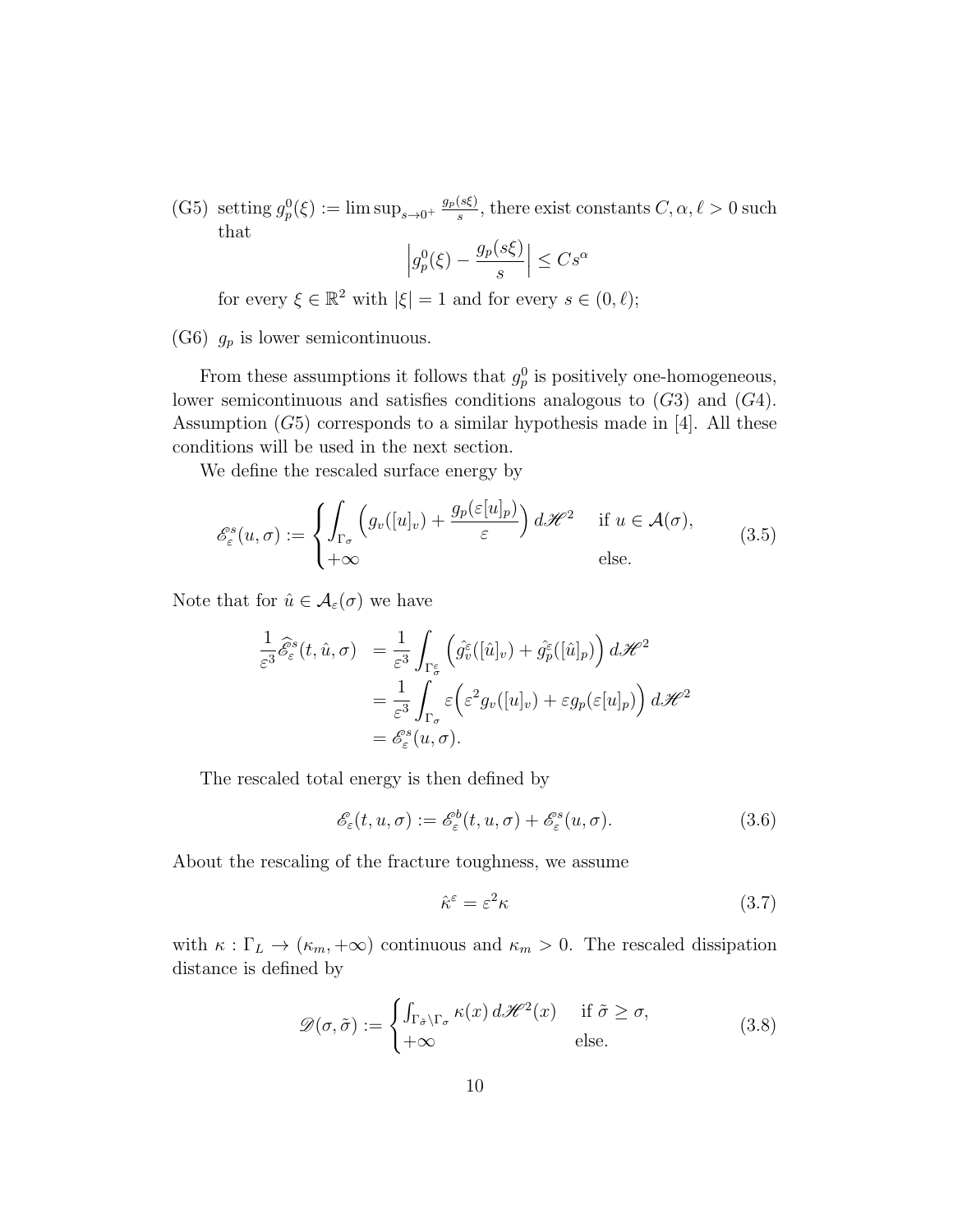(G5) setting $g_p^0(\xi) := \limsup_{s\to 0^+} \frac{g_p(s\xi)}{s}$, there exist constants $C, \alpha, \ell > 0$ such that

$$\left| g_p^0(\xi) - \frac{g_p(s\xi)}{s} \right| \leq C s^\alpha$$

for every $\xi \in \mathbb{R}^2$ with $|\xi| = 1$ and for every $s \in (0, \ell)$;

(G6) $g_p$ is lower semicontinuous.

From these assumptions it follows that $g_p^0$ is positively one-homogeneous, lower semicontinuous and satisfies conditions analogous to $(G3)$ and $(G4)$. Assumption $(G5)$ corresponds to a similar hypothesis made in [4]. All these conditions will be used in the next section.

We define the rescaled surface energy by

$$\mathscr{E}_\varepsilon^s(u,\sigma) := \begin{cases} \displaystyle\int_{\Gamma_\sigma} \Big( g_v([u]_v) + \frac{g_p(\varepsilon[u]_p)}{\varepsilon} \Big)\, d\mathscr{H}^2 & \text{if } u \in \mathcal{A}(\sigma), \\ +\infty & \text{else.} \end{cases} \tag{3.5}$$

Note that for $\hat{u} \in \mathcal{A}_\varepsilon(\sigma)$ we have

$$\begin{aligned} \frac{1}{\varepsilon^3} \widehat{\mathscr{E}}_\varepsilon^s(t,\hat{u},\sigma) &= \frac{1}{\varepsilon^3} \int_{\Gamma_\sigma^\varepsilon} \Big( \hat{g}_v^\varepsilon([\hat{u}]_v) + \hat{g}_p^\varepsilon([\hat{u}]_p) \Big)\, d\mathscr{H}^2 \\ &= \frac{1}{\varepsilon^3} \int_{\Gamma_\sigma} \varepsilon \Big( \varepsilon^2 g_v([u]_v) + \varepsilon g_p(\varepsilon[u]_p) \Big)\, d\mathscr{H}^2 \\ &= \mathscr{E}_\varepsilon^s(u,\sigma). \end{aligned}$$

The rescaled total energy is then defined by

$$\mathscr{E}_\varepsilon(t,u,\sigma) := \mathscr{E}_\varepsilon^b(t,u,\sigma) + \mathscr{E}_\varepsilon^s(u,\sigma). \tag{3.6}$$

About the rescaling of the fracture toughness, we assume

$$\hat{\kappa}^\varepsilon = \varepsilon^2 \kappa \tag{3.7}$$

with $\kappa : \Gamma_L \to (\kappa_m, +\infty)$ continuous and $\kappa_m > 0$. The rescaled dissipation distance is defined by

$$\mathscr{D}(\sigma,\tilde{\sigma}) := \begin{cases} \int_{\Gamma_{\tilde{\sigma}} \setminus \Gamma_\sigma} \kappa(x)\, d\mathscr{H}^2(x) & \text{if } \tilde{\sigma} \geq \sigma, \\ +\infty & \text{else.} \end{cases} \tag{3.8}$$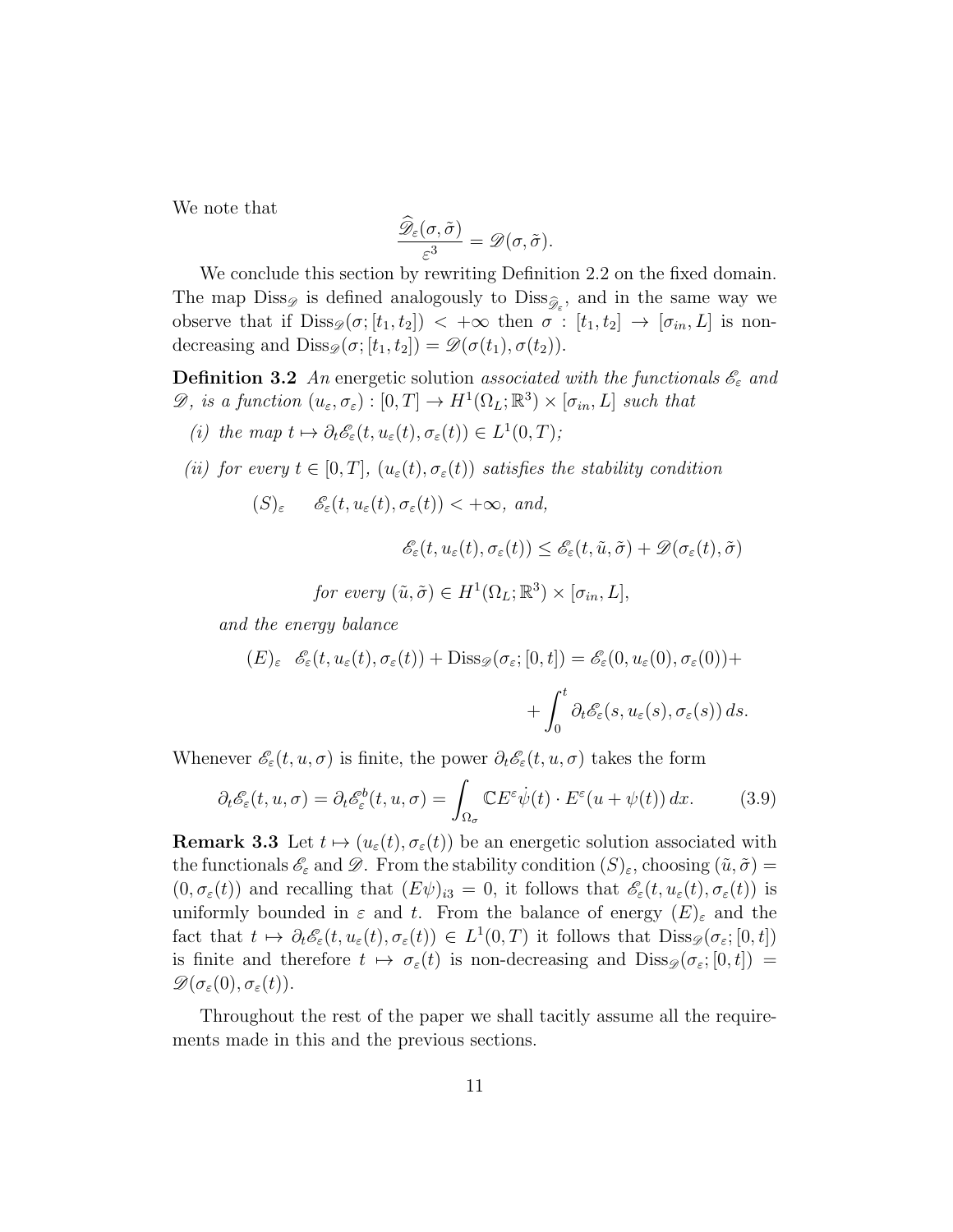We note that

$$\frac{\widehat{\mathscr{D}}_\varepsilon(\sigma,\tilde\sigma)}{\varepsilon^3} = \mathscr{D}(\sigma,\tilde\sigma).$$

We conclude this section by rewriting Definition 2.2 on the fixed domain. The map $\mathrm{Diss}_{\mathscr{D}}$ is defined analogously to $\mathrm{Diss}_{\widehat{\mathscr{D}}_\varepsilon}$, and in the same way we observe that if $\mathrm{Diss}_{\mathscr{D}}(\sigma;[t_1,t_2]) < +\infty$ then $\sigma : [t_1,t_2] \to [\sigma_{in}, L]$ is non-decreasing and $\mathrm{Diss}_{\mathscr{D}}(\sigma;[t_1,t_2]) = \mathscr{D}(\sigma(t_1),\sigma(t_2))$.

**Definition 3.2** *An* energetic solution *associated with the functionals $\mathscr{E}_\varepsilon$ and $\mathscr{D}$, is a function $(u_\varepsilon,\sigma_\varepsilon) : [0,T] \to H^1(\Omega_L;\mathbb{R}^3) \times [\sigma_{in}, L]$ such that*

*(i) the map $t \mapsto \partial_t \mathscr{E}_\varepsilon(t, u_\varepsilon(t), \sigma_\varepsilon(t)) \in L^1(0,T)$;*

*(ii) for every $t \in [0,T]$, $(u_\varepsilon(t),\sigma_\varepsilon(t))$ satisfies the stability condition*

$$(S)_\varepsilon \qquad \mathscr{E}_\varepsilon(t, u_\varepsilon(t), \sigma_\varepsilon(t)) < +\infty, \text{ and,}$$

$$\mathscr{E}_\varepsilon(t, u_\varepsilon(t), \sigma_\varepsilon(t)) \le \mathscr{E}_\varepsilon(t, \tilde u, \tilde\sigma) + \mathscr{D}(\sigma_\varepsilon(t),\tilde\sigma)$$

*for every $(\tilde u,\tilde\sigma) \in H^1(\Omega_L;\mathbb{R}^3) \times [\sigma_{in}, L]$,*

*and the energy balance*

$$(E)_\varepsilon \quad \mathscr{E}_\varepsilon(t, u_\varepsilon(t), \sigma_\varepsilon(t)) + \mathrm{Diss}_{\mathscr{D}}(\sigma_\varepsilon;[0,t]) = \mathscr{E}_\varepsilon(0, u_\varepsilon(0), \sigma_\varepsilon(0)) + \int_0^t \partial_t \mathscr{E}_\varepsilon(s, u_\varepsilon(s), \sigma_\varepsilon(s))\, ds.$$

Whenever $\mathscr{E}_\varepsilon(t,u,\sigma)$ is finite, the power $\partial_t\mathscr{E}_\varepsilon(t,u,\sigma)$ takes the form

$$\partial_t\mathscr{E}_\varepsilon(t,u,\sigma) = \partial_t\mathscr{E}^b_\varepsilon(t,u,\sigma) = \int_{\Omega_\sigma} \mathbb{C}E^\varepsilon\dot\psi(t)\cdot E^\varepsilon(u+\psi(t))\,dx. \tag{3.9}$$

**Remark 3.3** Let $t \mapsto (u_\varepsilon(t),\sigma_\varepsilon(t))$ be an energetic solution associated with the functionals $\mathscr{E}_\varepsilon$ and $\mathscr{D}$. From the stability condition $(S)_\varepsilon$, choosing $(\tilde u,\tilde\sigma) = (0,\sigma_\varepsilon(t))$ and recalling that $(E\psi)_{i3} = 0$, it follows that $\mathscr{E}_\varepsilon(t,u_\varepsilon(t),\sigma_\varepsilon(t))$ is uniformly bounded in $\varepsilon$ and $t$. From the balance of energy $(E)_\varepsilon$ and the fact that $t \mapsto \partial_t\mathscr{E}_\varepsilon(t,u_\varepsilon(t),\sigma_\varepsilon(t)) \in L^1(0,T)$ it follows that $\mathrm{Diss}_{\mathscr{D}}(\sigma_\varepsilon;[0,t])$ is finite and therefore $t \mapsto \sigma_\varepsilon(t)$ is non-decreasing and $\mathrm{Diss}_{\mathscr{D}}(\sigma_\varepsilon;[0,t]) = \mathscr{D}(\sigma_\varepsilon(0),\sigma_\varepsilon(t))$.

Throughout the rest of the paper we shall tacitly assume all the requirements made in this and the previous sections.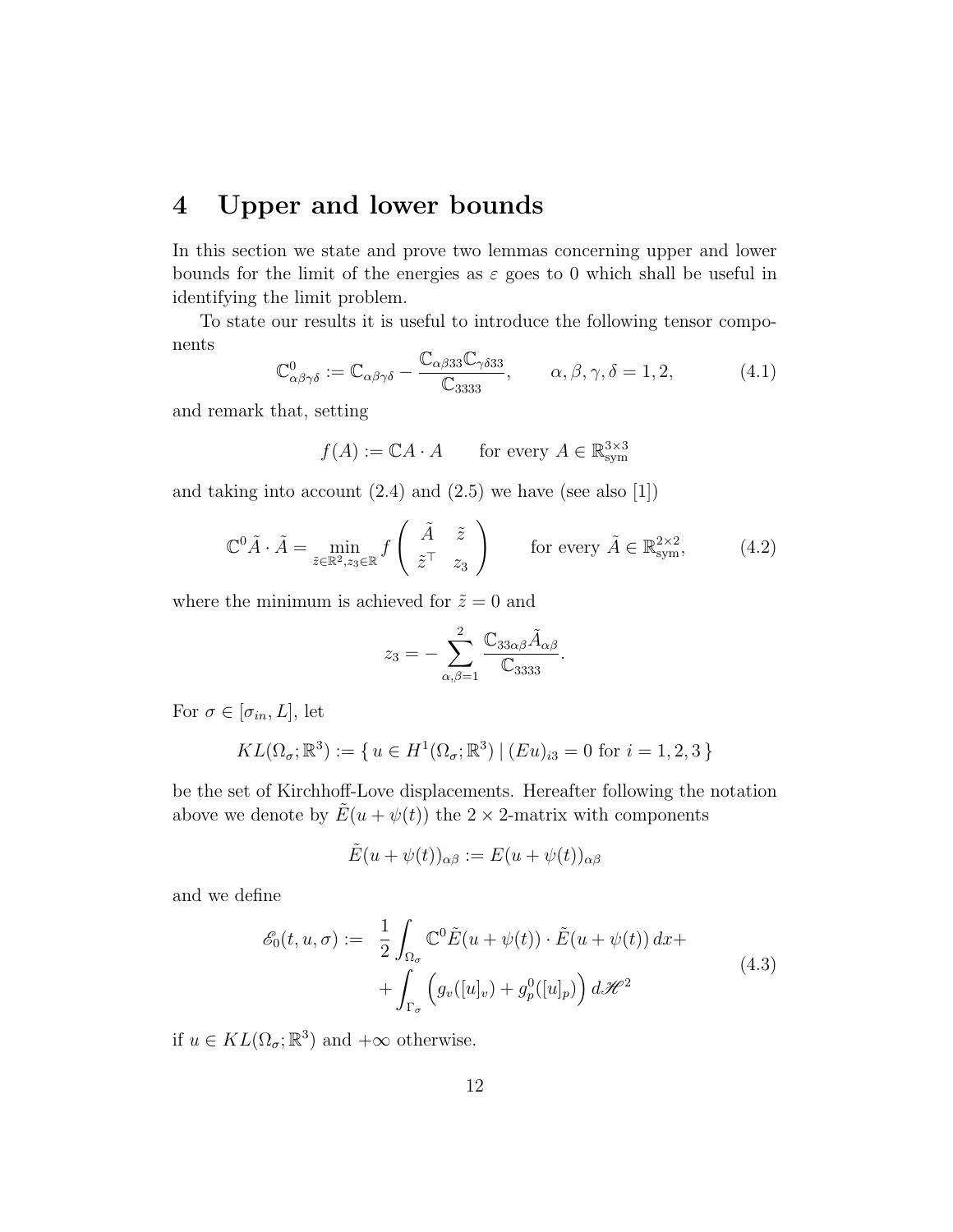# 4 Upper and lower bounds

In this section we state and prove two lemmas concerning upper and lower bounds for the limit of the energies as $\varepsilon$ goes to 0 which shall be useful in identifying the limit problem.

To state our results it is useful to introduce the following tensor components

$$\mathbb{C}^0_{\alpha\beta\gamma\delta} := \mathbb{C}_{\alpha\beta\gamma\delta} - \frac{\mathbb{C}_{\alpha\beta 33}\mathbb{C}_{\gamma\delta 33}}{\mathbb{C}_{3333}}, \qquad \alpha, \beta, \gamma, \delta = 1, 2, \tag{4.1}$$

and remark that, setting

$$f(A) := \mathbb{C}A \cdot A \qquad \text{for every } A \in \mathbb{R}^{3\times 3}_{\text{sym}}$$

and taking into account (2.4) and (2.5) we have (see also [1])

$$\mathbb{C}^0 \tilde{A} \cdot \tilde{A} = \min_{\tilde{z}\in\mathbb{R}^2, z_3\in\mathbb{R}} f \begin{pmatrix} \tilde{A} & \tilde{z} \\ \tilde{z}^\top & z_3 \end{pmatrix} \qquad \text{for every } \tilde{A} \in \mathbb{R}^{2\times 2}_{\text{sym}}, \tag{4.2}$$

where the minimum is achieved for $\tilde{z} = 0$ and

$$z_3 = -\sum_{\alpha,\beta=1}^{2} \frac{\mathbb{C}_{33\alpha\beta}\tilde{A}_{\alpha\beta}}{\mathbb{C}_{3333}}.$$

For $\sigma \in [\sigma_{in}, L]$, let

$$KL(\Omega_\sigma; \mathbb{R}^3) := \{\, u \in H^1(\Omega_\sigma; \mathbb{R}^3) \mid (Eu)_{i3} = 0 \text{ for } i = 1, 2, 3 \,\}$$

be the set of Kirchhoff-Love displacements. Hereafter following the notation above we denote by $\tilde{E}(u + \psi(t))$ the $2 \times 2$-matrix with components

$$\tilde{E}(u + \psi(t))_{\alpha\beta} := E(u + \psi(t))_{\alpha\beta}$$

and we define

$$\begin{aligned} \mathscr{E}_0(t, u, \sigma) := \;& \frac{1}{2} \int_{\Omega_\sigma} \mathbb{C}^0 \tilde{E}(u + \psi(t)) \cdot \tilde{E}(u + \psi(t))\, dx + \\ & + \int_{\Gamma_\sigma} \Big( g_v([u]_v) + g_p^0([u]_p) \Big)\, d\mathscr{H}^2 \end{aligned} \tag{4.3}$$

if $u \in KL(\Omega_\sigma; \mathbb{R}^3)$ and $+\infty$ otherwise.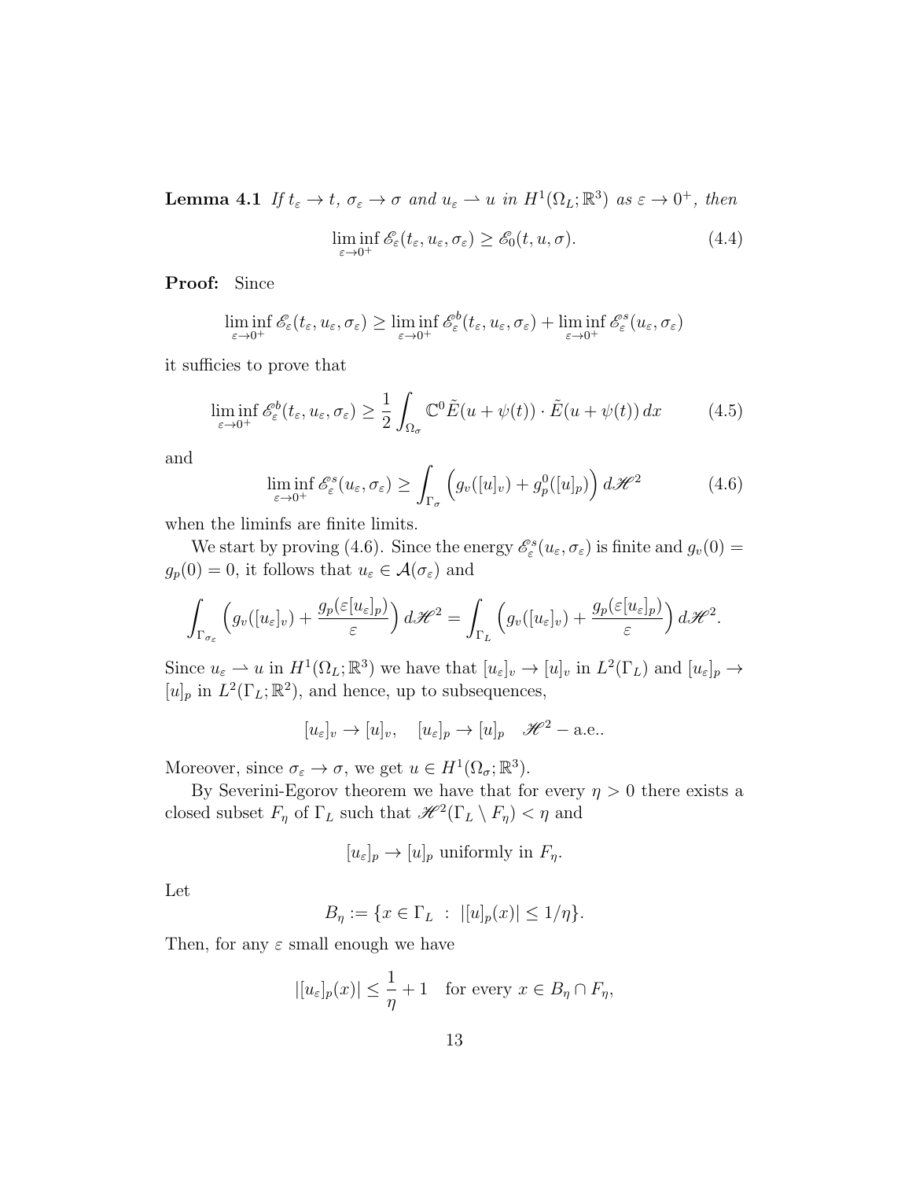**Lemma 4.1** *If $t_\varepsilon \to t$, $\sigma_\varepsilon \to \sigma$ and $u_\varepsilon \rightharpoonup u$ in $H^1(\Omega_L;\mathbb{R}^3)$ as $\varepsilon \to 0^+$, then*

$$\liminf_{\varepsilon\to 0^+} \mathscr{E}_\varepsilon(t_\varepsilon, u_\varepsilon, \sigma_\varepsilon) \geq \mathscr{E}_0(t, u, \sigma). \tag{4.4}$$

**Proof:** Since

$$\liminf_{\varepsilon\to 0^+} \mathscr{E}_\varepsilon(t_\varepsilon, u_\varepsilon, \sigma_\varepsilon) \geq \liminf_{\varepsilon\to 0^+} \mathscr{E}^b_\varepsilon(t_\varepsilon, u_\varepsilon, \sigma_\varepsilon) + \liminf_{\varepsilon\to 0^+} \mathscr{E}^s_\varepsilon(u_\varepsilon, \sigma_\varepsilon)$$

it sufficies to prove that

$$\liminf_{\varepsilon\to 0^+} \mathscr{E}^b_\varepsilon(t_\varepsilon, u_\varepsilon, \sigma_\varepsilon) \geq \frac{1}{2}\int_{\Omega_\sigma} \mathbb{C}^0 \tilde{E}(u+\psi(t)) \cdot \tilde{E}(u+\psi(t))\,dx \tag{4.5}$$

and

$$\liminf_{\varepsilon\to 0^+} \mathscr{E}^s_\varepsilon(u_\varepsilon, \sigma_\varepsilon) \geq \int_{\Gamma_\sigma} \Big( g_v([u]_v) + g^0_p([u]_p) \Big)\,d\mathscr{H}^2 \tag{4.6}$$

when the liminfs are finite limits.

We start by proving (4.6). Since the energy $\mathscr{E}^s_\varepsilon(u_\varepsilon, \sigma_\varepsilon)$ is finite and $g_v(0) = g_p(0) = 0$, it follows that $u_\varepsilon \in \mathcal{A}(\sigma_\varepsilon)$ and

$$\int_{\Gamma_{\sigma_\varepsilon}} \Big( g_v([u_\varepsilon]_v) + \frac{g_p(\varepsilon[u_\varepsilon]_p)}{\varepsilon} \Big)\,d\mathscr{H}^2 = \int_{\Gamma_L} \Big( g_v([u_\varepsilon]_v) + \frac{g_p(\varepsilon[u_\varepsilon]_p)}{\varepsilon} \Big)\,d\mathscr{H}^2.$$

Since $u_\varepsilon \rightharpoonup u$ in $H^1(\Omega_L;\mathbb{R}^3)$ we have that $[u_\varepsilon]_v \to [u]_v$ in $L^2(\Gamma_L)$ and $[u_\varepsilon]_p \to [u]_p$ in $L^2(\Gamma_L;\mathbb{R}^2)$, and hence, up to subsequences,

$$[u_\varepsilon]_v \to [u]_v, \quad [u_\varepsilon]_p \to [u]_p \quad \mathscr{H}^2-\text{a.e.}.$$

Moreover, since $\sigma_\varepsilon \to \sigma$, we get $u \in H^1(\Omega_\sigma;\mathbb{R}^3)$.

By Severini-Egorov theorem we have that for every $\eta > 0$ there exists a closed subset $F_\eta$ of $\Gamma_L$ such that $\mathscr{H}^2(\Gamma_L \setminus F_\eta) < \eta$ and

$$[u_\varepsilon]_p \to [u]_p \text{ uniformly in } F_\eta.$$

Let

$$B_\eta := \{x \in \Gamma_L \ : \ |[u]_p(x)| \leq 1/\eta\}.$$

Then, for any $\varepsilon$ small enough we have

$$|[u_\varepsilon]_p(x)| \leq \frac{1}{\eta} + 1 \quad \text{for every } x \in B_\eta \cap F_\eta,$$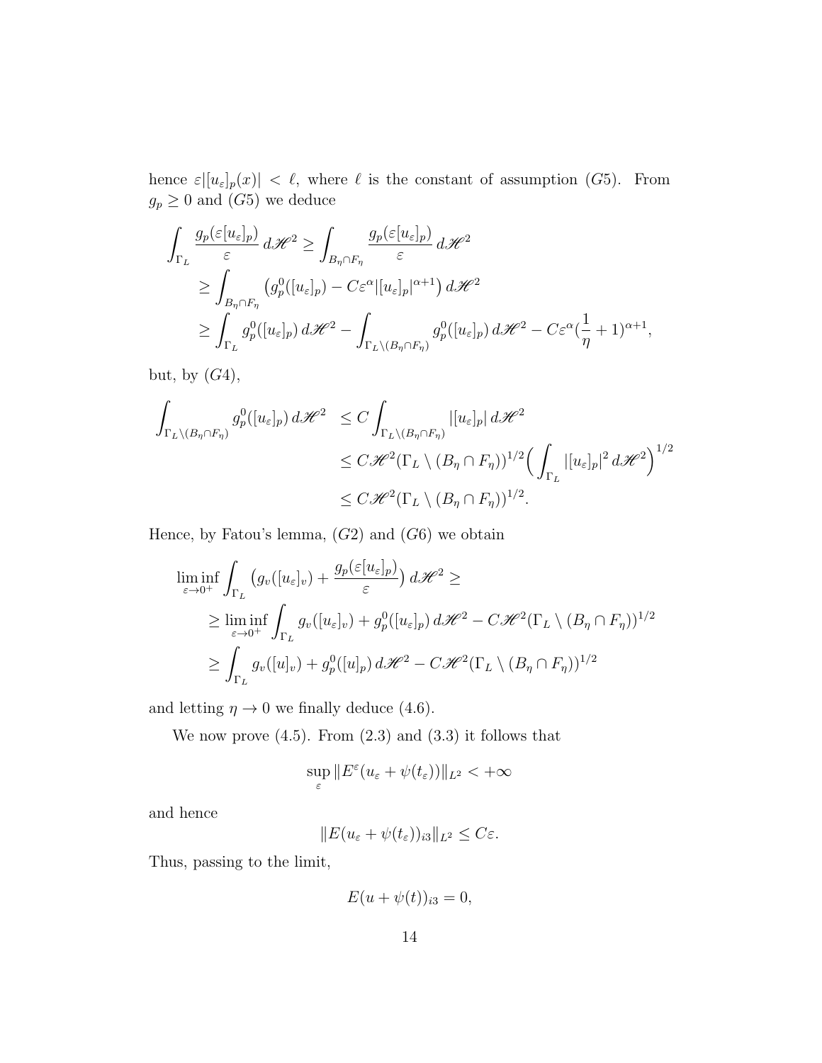hence $\varepsilon|[u_\varepsilon]_p(x)| < \ell$, where $\ell$ is the constant of assumption $(G5)$. From $g_p \geq 0$ and $(G5)$ we deduce

$$
\begin{aligned}
\int_{\Gamma_L} \frac{g_p(\varepsilon[u_\varepsilon]_p)}{\varepsilon}\, d\mathscr{H}^2 &\geq \int_{B_\eta \cap F_\eta} \frac{g_p(\varepsilon[u_\varepsilon]_p)}{\varepsilon}\, d\mathscr{H}^2 \\
&\geq \int_{B_\eta \cap F_\eta} \big(g_p^0([u_\varepsilon]_p) - C\varepsilon^\alpha |[u_\varepsilon]_p|^{\alpha+1}\big)\, d\mathscr{H}^2 \\
&\geq \int_{\Gamma_L} g_p^0([u_\varepsilon]_p)\, d\mathscr{H}^2 - \int_{\Gamma_L \setminus (B_\eta \cap F_\eta)} g_p^0([u_\varepsilon]_p)\, d\mathscr{H}^2 - C\varepsilon^\alpha (\frac{1}{\eta} + 1)^{\alpha+1},
\end{aligned}
$$

but, by $(G4)$,

$$
\begin{aligned}
\int_{\Gamma_L \setminus (B_\eta \cap F_\eta)} g_p^0([u_\varepsilon]_p)\, d\mathscr{H}^2 \ &\leq C \int_{\Gamma_L \setminus (B_\eta \cap F_\eta)} |[u_\varepsilon]_p|\, d\mathscr{H}^2 \\
&\leq C \mathscr{H}^2(\Gamma_L \setminus (B_\eta \cap F_\eta))^{1/2} \Big( \int_{\Gamma_L} |[u_\varepsilon]_p|^2\, d\mathscr{H}^2 \Big)^{1/2} \\
&\leq C \mathscr{H}^2(\Gamma_L \setminus (B_\eta \cap F_\eta))^{1/2}.
\end{aligned}
$$

Hence, by Fatou's lemma, $(G2)$ and $(G6)$ we obtain

$$
\begin{aligned}
\liminf_{\varepsilon \to 0^+} &\int_{\Gamma_L} \big( g_v([u_\varepsilon]_v) + \frac{g_p(\varepsilon[u_\varepsilon]_p)}{\varepsilon} \big)\, d\mathscr{H}^2 \geq \\
&\geq \liminf_{\varepsilon \to 0^+} \int_{\Gamma_L} g_v([u_\varepsilon]_v) + g_p^0([u_\varepsilon]_p)\, d\mathscr{H}^2 - C\mathscr{H}^2(\Gamma_L \setminus (B_\eta \cap F_\eta))^{1/2} \\
&\geq \int_{\Gamma_L} g_v([u]_v) + g_p^0([u]_p)\, d\mathscr{H}^2 - C\mathscr{H}^2(\Gamma_L \setminus (B_\eta \cap F_\eta))^{1/2}
\end{aligned}
$$

and letting $\eta \to 0$ we finally deduce (4.6).

We now prove (4.5). From (2.3) and (3.3) it follows that

$$
\sup_\varepsilon \|E^\varepsilon(u_\varepsilon + \psi(t_\varepsilon))\|_{L^2} < +\infty
$$

and hence

$$
\|E(u_\varepsilon + \psi(t_\varepsilon))_{i3}\|_{L^2} \leq C\varepsilon.
$$

Thus, passing to the limit,

$$
E(u + \psi(t))_{i3} = 0,
$$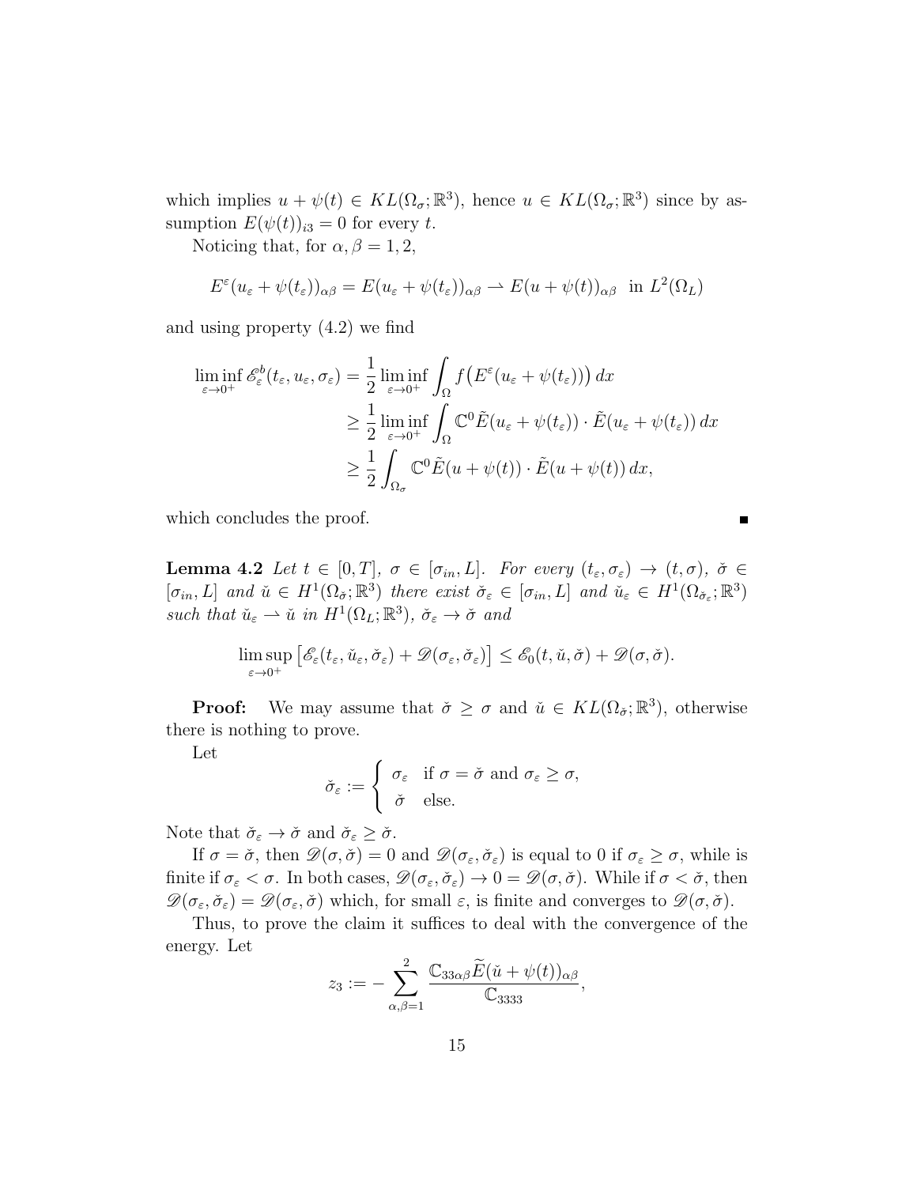which implies $u + \psi(t) \in KL(\Omega_\sigma; \mathbb{R}^3)$, hence $u \in KL(\Omega_\sigma; \mathbb{R}^3)$ since by assumption $E(\psi(t))_{i3} = 0$ for every $t$.

Noticing that, for $\alpha, \beta = 1, 2$,

$$E^\varepsilon(u_\varepsilon + \psi(t_\varepsilon))_{\alpha\beta} = E(u_\varepsilon + \psi(t_\varepsilon))_{\alpha\beta} \rightharpoonup E(u + \psi(t))_{\alpha\beta} \text{ in } L^2(\Omega_L)$$

and using property (4.2) we find

$$\begin{aligned}
\liminf_{\varepsilon \to 0^+} \mathscr{E}^b_\varepsilon(t_\varepsilon, u_\varepsilon, \sigma_\varepsilon) &= \frac{1}{2} \liminf_{\varepsilon \to 0^+} \int_\Omega f\big(E^\varepsilon(u_\varepsilon + \psi(t_\varepsilon))\big)\, dx \\
&\geq \frac{1}{2} \liminf_{\varepsilon \to 0^+} \int_\Omega \mathbb{C}^0 \tilde{E}(u_\varepsilon + \psi(t_\varepsilon)) \cdot \tilde{E}(u_\varepsilon + \psi(t_\varepsilon))\, dx \\
&\geq \frac{1}{2} \int_{\Omega_\sigma} \mathbb{C}^0 \tilde{E}(u + \psi(t)) \cdot \tilde{E}(u + \psi(t))\, dx,
\end{aligned}$$

which concludes the proof. ∎

**Lemma 4.2** *Let $t \in [0, T]$, $\sigma \in [\sigma_{in}, L]$. For every $(t_\varepsilon, \sigma_\varepsilon) \to (t, \sigma)$, $\breve{\sigma} \in [\sigma_{in}, L]$ and $\breve{u} \in H^1(\Omega_{\breve{\sigma}}; \mathbb{R}^3)$ there exist $\breve{\sigma}_\varepsilon \in [\sigma_{in}, L]$ and $\breve{u}_\varepsilon \in H^1(\Omega_{\breve{\sigma}_\varepsilon}; \mathbb{R}^3)$ such that $\breve{u}_\varepsilon \rightharpoonup \breve{u}$ in $H^1(\Omega_L; \mathbb{R}^3)$, $\breve{\sigma}_\varepsilon \to \breve{\sigma}$ and*

$$\limsup_{\varepsilon \to 0^+} \big[\mathscr{E}_\varepsilon(t_\varepsilon, \breve{u}_\varepsilon, \breve{\sigma}_\varepsilon) + \mathscr{D}(\sigma_\varepsilon, \breve{\sigma}_\varepsilon)\big] \leq \mathscr{E}_0(t, \breve{u}, \breve{\sigma}) + \mathscr{D}(\sigma, \breve{\sigma}).$$

**Proof:** We may assume that $\breve{\sigma} \geq \sigma$ and $\breve{u} \in KL(\Omega_{\breve{\sigma}}; \mathbb{R}^3)$, otherwise there is nothing to prove.

Let

$$\breve{\sigma}_\varepsilon := \begin{cases} \sigma_\varepsilon & \text{if } \sigma = \breve{\sigma} \text{ and } \sigma_\varepsilon \geq \sigma, \\ \breve{\sigma} & \text{else.} \end{cases}$$

Note that $\breve{\sigma}_\varepsilon \to \breve{\sigma}$ and $\breve{\sigma}_\varepsilon \geq \breve{\sigma}$.

If $\sigma = \breve{\sigma}$, then $\mathscr{D}(\sigma, \breve{\sigma}) = 0$ and $\mathscr{D}(\sigma_\varepsilon, \breve{\sigma}_\varepsilon)$ is equal to 0 if $\sigma_\varepsilon \geq \sigma$, while is finite if $\sigma_\varepsilon < \sigma$. In both cases, $\mathscr{D}(\sigma_\varepsilon, \breve{\sigma}_\varepsilon) \to 0 = \mathscr{D}(\sigma, \breve{\sigma})$. While if $\sigma < \breve{\sigma}$, then $\mathscr{D}(\sigma_\varepsilon, \breve{\sigma}_\varepsilon) = \mathscr{D}(\sigma_\varepsilon, \breve{\sigma})$ which, for small $\varepsilon$, is finite and converges to $\mathscr{D}(\sigma, \breve{\sigma})$.

Thus, to prove the claim it suffices to deal with the convergence of the energy. Let

$$z_3 := -\sum_{\alpha,\beta=1}^{2} \frac{\mathbb{C}_{33\alpha\beta} \widetilde{E}(\breve{u} + \psi(t))_{\alpha\beta}}{\mathbb{C}_{3333}},$$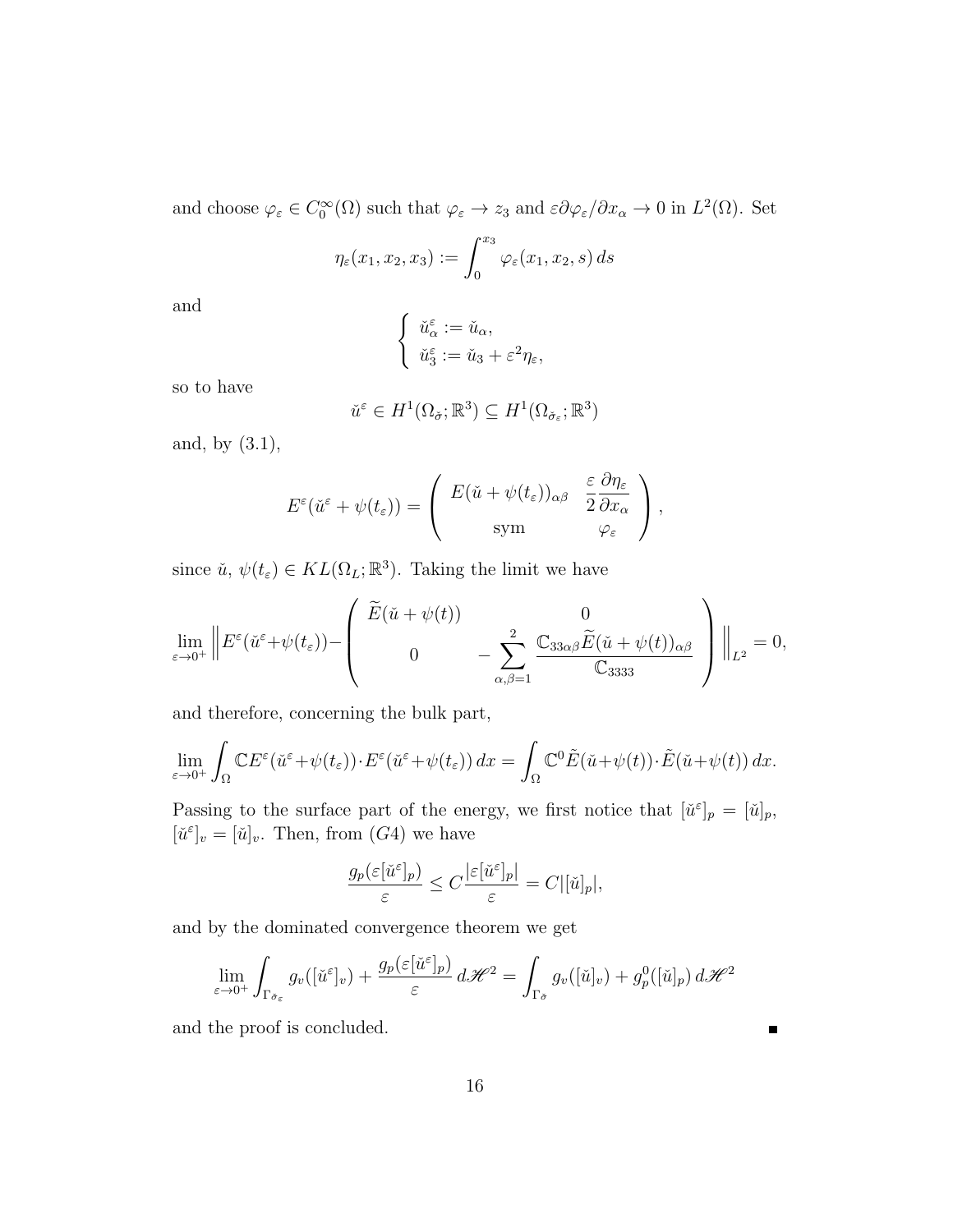and choose $\varphi_\varepsilon \in C_0^\infty(\Omega)$ such that $\varphi_\varepsilon \to z_3$ and $\varepsilon \partial \varphi_\varepsilon / \partial x_\alpha \to 0$ in $L^2(\Omega)$. Set

$$\eta_\varepsilon(x_1, x_2, x_3) := \int_0^{x_3} \varphi_\varepsilon(x_1, x_2, s)\, ds$$

and

$$\begin{cases} \breve{u}^\varepsilon_\alpha := \breve{u}_\alpha, \\ \breve{u}^\varepsilon_3 := \breve{u}_3 + \varepsilon^2 \eta_\varepsilon, \end{cases}$$

so to have

$$\breve{u}^\varepsilon \in H^1(\Omega_{\breve{\sigma}}; \mathbb{R}^3) \subseteq H^1(\Omega_{\breve{\sigma}_\varepsilon}; \mathbb{R}^3)$$

and, by (3.1),

$$E^\varepsilon(\breve{u}^\varepsilon + \psi(t_\varepsilon)) = \begin{pmatrix} E(\breve{u} + \psi(t_\varepsilon))_{\alpha\beta} & \dfrac{\varepsilon}{2} \dfrac{\partial \eta_\varepsilon}{\partial x_\alpha} \\ \text{sym} & \varphi_\varepsilon \end{pmatrix},$$

since $\breve{u}$, $\psi(t_\varepsilon) \in KL(\Omega_L; \mathbb{R}^3)$. Taking the limit we have

$$\lim_{\varepsilon \to 0^+} \left\| E^\varepsilon(\breve{u}^\varepsilon + \psi(t_\varepsilon)) - \begin{pmatrix} \widetilde{E}(\breve{u} + \psi(t)) & 0 \\ 0 & -\displaystyle\sum_{\alpha,\beta=1}^{2} \frac{\mathbb{C}_{33\alpha\beta} \widetilde{E}(\breve{u} + \psi(t))_{\alpha\beta}}{\mathbb{C}_{3333}} \end{pmatrix} \right\|_{L^2} = 0,$$

and therefore, concerning the bulk part,

$$\lim_{\varepsilon \to 0^+} \int_\Omega \mathbb{C} E^\varepsilon(\breve{u}^\varepsilon + \psi(t_\varepsilon)) \cdot E^\varepsilon(\breve{u}^\varepsilon + \psi(t_\varepsilon))\, dx = \int_\Omega \mathbb{C}^0 \tilde{E}(\breve{u} + \psi(t)) \cdot \tilde{E}(\breve{u} + \psi(t))\, dx.$$

Passing to the surface part of the energy, we first notice that $[\breve{u}^\varepsilon]_p = [\breve{u}]_p$, $[\breve{u}^\varepsilon]_v = [\breve{u}]_v$. Then, from $(G4)$ we have

$$\frac{g_p(\varepsilon[\breve{u}^\varepsilon]_p)}{\varepsilon} \leq C \frac{|\varepsilon[\breve{u}^\varepsilon]_p|}{\varepsilon} = C|[\breve{u}]_p|,$$

and by the dominated convergence theorem we get

$$\lim_{\varepsilon \to 0^+} \int_{\Gamma_{\breve{\sigma}_\varepsilon}} g_v([\breve{u}^\varepsilon]_v) + \frac{g_p(\varepsilon[\breve{u}^\varepsilon]_p)}{\varepsilon}\, d\mathscr{H}^2 = \int_{\Gamma_{\breve{\sigma}}} g_v([\breve{u}]_v) + g_p^0([\breve{u}]_p)\, d\mathscr{H}^2$$

and the proof is concluded. ∎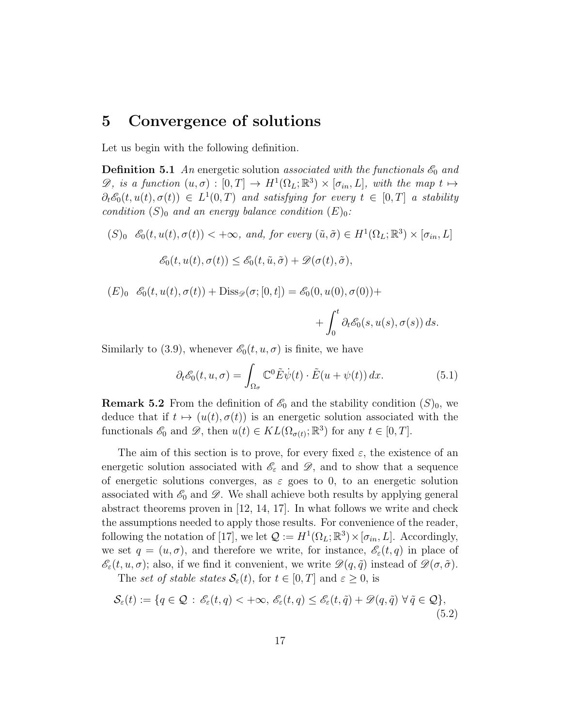# 5 Convergence of solutions

Let us begin with the following definition.

**Definition 5.1** *An* energetic solution *associated with the functionals $\mathscr{E}_0$ and $\mathscr{D}$, is a function $(u,\sigma) : [0,T] \to H^1(\Omega_L;\mathbb{R}^3) \times [\sigma_{in}, L]$, with the map $t \mapsto \partial_t \mathscr{E}_0(t, u(t), \sigma(t)) \in L^1(0,T)$ and satisfying for every $t \in [0,T]$ a stability condition $(S)_0$ and an energy balance condition $(E)_0$:*

$(S)_0$ *$\mathscr{E}_0(t, u(t), \sigma(t)) < +\infty$, and, for every $(\tilde{u}, \tilde{\sigma}) \in H^1(\Omega_L;\mathbb{R}^3) \times [\sigma_{in}, L]$*

$$\mathscr{E}_0(t, u(t), \sigma(t)) \leq \mathscr{E}_0(t, \tilde{u}, \tilde{\sigma}) + \mathscr{D}(\sigma(t), \tilde{\sigma}),$$

$(E)_0$ $$\mathscr{E}_0(t, u(t), \sigma(t)) + \mathrm{Diss}_{\mathscr{D}}(\sigma; [0,t]) = \mathscr{E}_0(0, u(0), \sigma(0)) + \int_0^t \partial_t \mathscr{E}_0(s, u(s), \sigma(s))\, ds.$$

Similarly to (3.9), whenever $\mathscr{E}_0(t,u,\sigma)$ is finite, we have

$$\partial_t \mathscr{E}_0(t,u,\sigma) = \int_{\Omega_\sigma} \mathbb{C}^0 \tilde{E}\dot{\psi}(t) \cdot \tilde{E}(u + \psi(t))\, dx. \tag{5.1}$$

**Remark 5.2** From the definition of $\mathscr{E}_0$ and the stability condition $(S)_0$, we deduce that if $t \mapsto (u(t), \sigma(t))$ is an energetic solution associated with the functionals $\mathscr{E}_0$ and $\mathscr{D}$, then $u(t) \in KL(\Omega_{\sigma(t)};\mathbb{R}^3)$ for any $t \in [0,T]$.

The aim of this section is to prove, for every fixed $\varepsilon$, the existence of an energetic solution associated with $\mathscr{E}_\varepsilon$ and $\mathscr{D}$, and to show that a sequence of energetic solutions converges, as $\varepsilon$ goes to 0, to an energetic solution associated with $\mathscr{E}_0$ and $\mathscr{D}$. We shall achieve both results by applying general abstract theorems proven in [12, 14, 17]. In what follows we write and check the assumptions needed to apply those results. For convenience of the reader, following the notation of [17], we let $\mathcal{Q} := H^1(\Omega_L;\mathbb{R}^3) \times [\sigma_{in}, L]$. Accordingly, we set $q = (u, \sigma)$, and therefore we write, for instance, $\mathscr{E}_\varepsilon(t,q)$ in place of $\mathscr{E}_\varepsilon(t,u,\sigma)$; also, if we find it convenient, we write $\mathscr{D}(q,\tilde{q})$ instead of $\mathscr{D}(\sigma,\tilde{\sigma})$.

The *set of stable states* $\mathcal{S}_\varepsilon(t)$, for $t \in [0,T]$ and $\varepsilon \geq 0$, is

$$\mathcal{S}_\varepsilon(t) := \{q \in \mathcal{Q} \,:\, \mathscr{E}_\varepsilon(t,q) < +\infty,\, \mathscr{E}_\varepsilon(t,q) \leq \mathscr{E}_\varepsilon(t,\tilde{q}) + \mathscr{D}(q,\tilde{q}) \;\forall\, \tilde{q} \in \mathcal{Q}\}, \tag{5.2}$$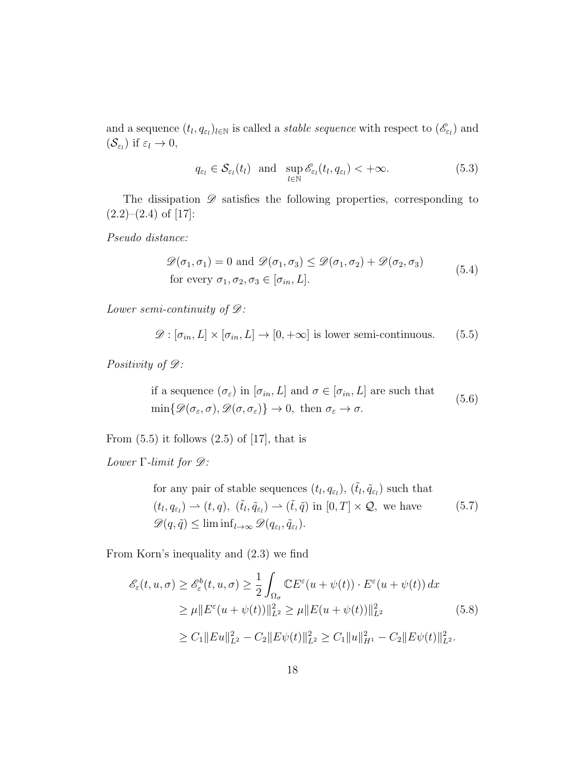and a sequence $(t_l, q_{\varepsilon_l})_{l\in\mathbb{N}}$ is called a *stable sequence* with respect to $(\mathscr{E}_{\varepsilon_l})$ and $(\mathcal{S}_{\varepsilon_l})$ if $\varepsilon_l \to 0$,

$$q_{\varepsilon_l} \in \mathcal{S}_{\varepsilon_l}(t_l) \quad \text{and} \quad \sup_{l\in\mathbb{N}} \mathscr{E}_{\varepsilon_l}(t_l, q_{\varepsilon_l}) < +\infty. \tag{5.3}$$

The dissipation $\mathscr{D}$ satisfies the following properties, corresponding to (2.2)–(2.4) of [17]:

*Pseudo distance:*

$$\begin{aligned} &\mathscr{D}(\sigma_1, \sigma_1) = 0 \text{ and } \mathscr{D}(\sigma_1, \sigma_3) \le \mathscr{D}(\sigma_1, \sigma_2) + \mathscr{D}(\sigma_2, \sigma_3) \\ &\text{for every } \sigma_1, \sigma_2, \sigma_3 \in [\sigma_{in}, L]. \end{aligned} \tag{5.4}$$

*Lower semi-continuity of $\mathscr{D}$:*

$$\mathscr{D} : [\sigma_{in}, L] \times [\sigma_{in}, L] \to [0, +\infty] \text{ is lower semi-continuous.} \tag{5.5}$$

*Positivity of $\mathscr{D}$:*

$$\begin{aligned} &\text{if a sequence } (\sigma_\varepsilon) \text{ in } [\sigma_{in}, L] \text{ and } \sigma \in [\sigma_{in}, L] \text{ are such that} \\ &\min\{\mathscr{D}(\sigma_\varepsilon, \sigma), \mathscr{D}(\sigma, \sigma_\varepsilon)\} \to 0, \text{ then } \sigma_\varepsilon \to \sigma. \end{aligned} \tag{5.6}$$

From (5.5) it follows (2.5) of [17], that is

*Lower $\Gamma$-limit for $\mathscr{D}$:*

$$\begin{aligned} &\text{for any pair of stable sequences } (t_l, q_{\varepsilon_l}),\ (\tilde{t}_l, \tilde{q}_{\varepsilon_l}) \text{ such that} \\ &(t_l, q_{\varepsilon_l}) \rightharpoonup (t, q),\ (\tilde{t}_l, \tilde{q}_{\varepsilon_l}) \rightharpoonup (\tilde{t}, \tilde{q}) \text{ in } [0,T] \times \mathcal{Q}, \text{ we have} \\ &\mathscr{D}(q, \tilde{q}) \le \liminf_{l\to\infty} \mathscr{D}(q_{\varepsilon_l}, \tilde{q}_{\varepsilon_l}). \end{aligned} \tag{5.7}$$

From Korn's inequality and (2.3) we find

$$\begin{aligned} \mathscr{E}_\varepsilon(t, u, \sigma) &\ge \mathscr{E}^b_\varepsilon(t, u, \sigma) \ge \frac{1}{2} \int_{\Omega_\sigma} \mathbb{C} E^\varepsilon(u + \psi(t)) \cdot E^\varepsilon(u + \psi(t))\, dx \\ &\ge \mu \|E^\varepsilon(u + \psi(t))\|^2_{L^2} \ge \mu \|E(u + \psi(t))\|^2_{L^2} \\ &\ge C_1 \|Eu\|^2_{L^2} - C_2 \|E\psi(t)\|^2_{L^2} \ge C_1 \|u\|^2_{H^1} - C_2 \|E\psi(t)\|^2_{L^2}. \end{aligned} \tag{5.8}$$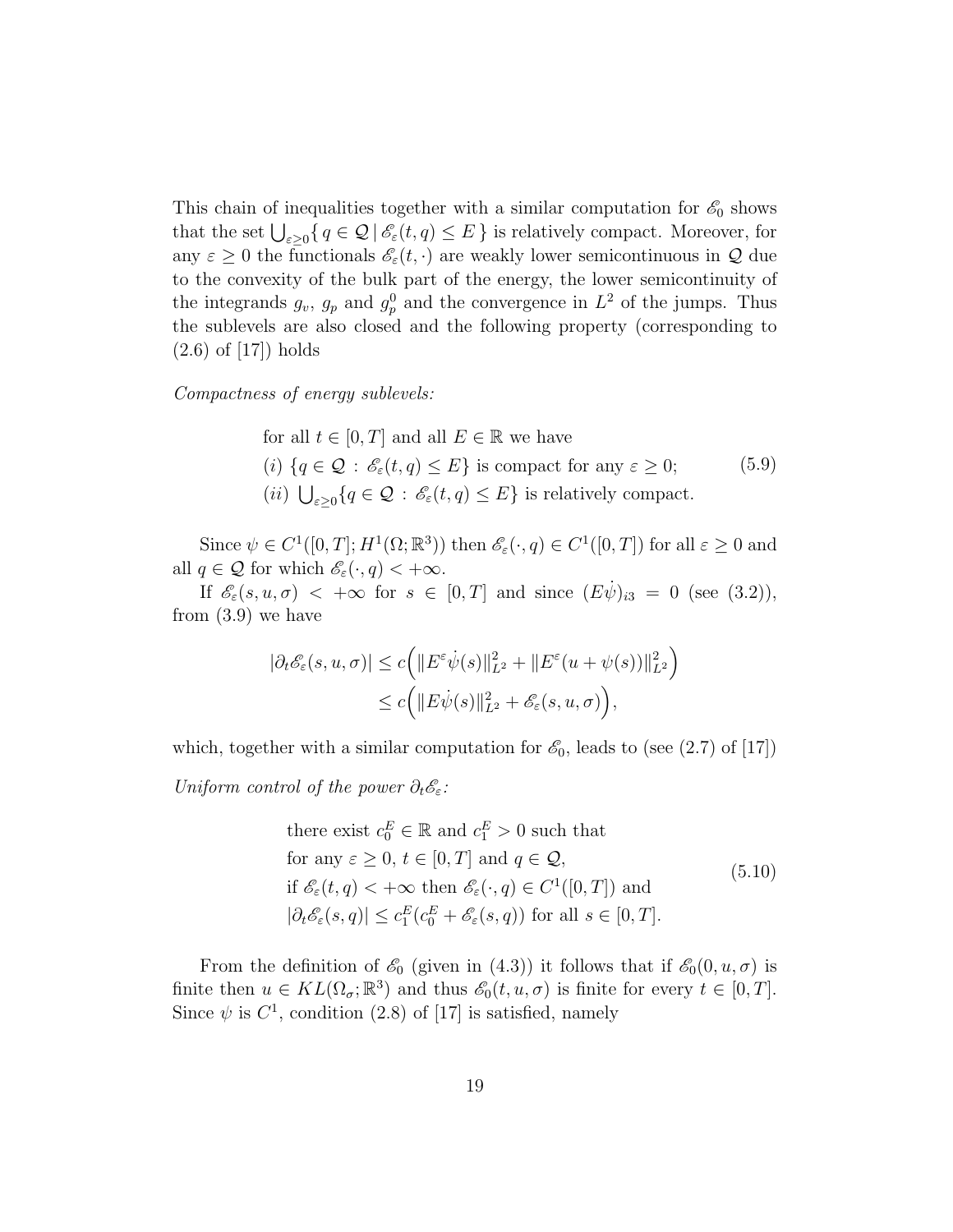This chain of inequalities together with a similar computation for $\mathscr{E}_0$ shows that the set $\bigcup_{\varepsilon\geq 0}\{\, q\in\mathcal{Q} \,|\, \mathscr{E}_\varepsilon(t,q)\leq E\,\}$ is relatively compact. Moreover, for any $\varepsilon\geq 0$ the functionals $\mathscr{E}_\varepsilon(t,\cdot)$ are weakly lower semicontinuous in $\mathcal{Q}$ due to the convexity of the bulk part of the energy, the lower semicontinuity of the integrands $g_v$, $g_p$ and $g_p^0$ and the convergence in $L^2$ of the jumps. Thus the sublevels are also closed and the following property (corresponding to (2.6) of [17]) holds

*Compactness of energy sublevels:*

$$
\begin{aligned}
&\text{for all } t\in[0,T] \text{ and all } E\in\mathbb{R} \text{ we have}\\
&(i)\ \{q\in\mathcal{Q} : \mathscr{E}_\varepsilon(t,q)\leq E\} \text{ is compact for any } \varepsilon\geq 0;\\
&(ii)\ \textstyle\bigcup_{\varepsilon\geq 0}\{q\in\mathcal{Q} : \mathscr{E}_\varepsilon(t,q)\leq E\} \text{ is relatively compact.}
\end{aligned}
\tag{5.9}
$$

Since $\psi\in C^1([0,T];H^1(\Omega;\mathbb{R}^3))$ then $\mathscr{E}_\varepsilon(\cdot,q)\in C^1([0,T])$ for all $\varepsilon\geq 0$ and all $q\in\mathcal{Q}$ for which $\mathscr{E}_\varepsilon(\cdot,q)<+\infty$.

If $\mathscr{E}_\varepsilon(s,u,\sigma)<+\infty$ for $s\in[0,T]$ and since $(E\dot{\psi})_{i3}=0$ (see (3.2)), from (3.9) we have

$$
\begin{aligned}
|\partial_t\mathscr{E}_\varepsilon(s,u,\sigma)| &\leq c\Big(\|E^\varepsilon\dot{\psi}(s)\|_{L^2}^2+\|E^\varepsilon(u+\psi(s))\|_{L^2}^2\Big)\\
&\leq c\Big(\|E\dot{\psi}(s)\|_{L^2}^2+\mathscr{E}_\varepsilon(s,u,\sigma)\Big),
\end{aligned}
$$

which, together with a similar computation for $\mathscr{E}_0$, leads to (see (2.7) of [17])

*Uniform control of the power $\partial_t\mathscr{E}_\varepsilon$:*

$$
\begin{aligned}
&\text{there exist } c_0^E\in\mathbb{R} \text{ and } c_1^E>0 \text{ such that}\\
&\text{for any } \varepsilon\geq 0,\ t\in[0,T] \text{ and } q\in\mathcal{Q},\\
&\text{if } \mathscr{E}_\varepsilon(t,q)<+\infty \text{ then } \mathscr{E}_\varepsilon(\cdot,q)\in C^1([0,T]) \text{ and}\\
&|\partial_t\mathscr{E}_\varepsilon(s,q)|\leq c_1^E(c_0^E+\mathscr{E}_\varepsilon(s,q)) \text{ for all } s\in[0,T].
\end{aligned}
\tag{5.10}
$$

From the definition of $\mathscr{E}_0$ (given in (4.3)) it follows that if $\mathscr{E}_0(0,u,\sigma)$ is finite then $u\in KL(\Omega_\sigma;\mathbb{R}^3)$ and thus $\mathscr{E}_0(t,u,\sigma)$ is finite for every $t\in[0,T]$. Since $\psi$ is $C^1$, condition (2.8) of [17] is satisfied, namely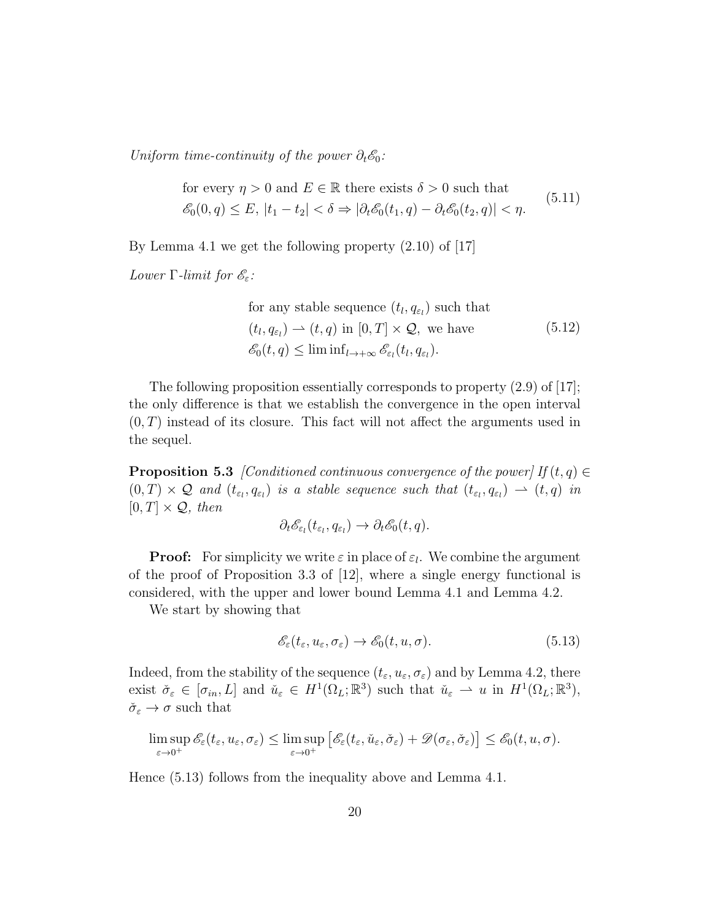*Uniform time-continuity of the power* $\partial_t \mathscr{E}_0$:

$$
\begin{aligned}
&\text{for every } \eta > 0 \text{ and } E \in \mathbb{R} \text{ there exists } \delta > 0 \text{ such that} \\
&\mathscr{E}_0(0, q) \leq E,\ |t_1 - t_2| < \delta \Rightarrow |\partial_t \mathscr{E}_0(t_1, q) - \partial_t \mathscr{E}_0(t_2, q)| < \eta.
\end{aligned}
\tag{5.11}
$$

By Lemma 4.1 we get the following property (2.10) of [17]

*Lower* $\Gamma$*-limit for* $\mathscr{E}_\varepsilon$:

$$
\begin{aligned}
&\text{for any stable sequence } (t_l, q_{\varepsilon_l}) \text{ such that} \\
&(t_l, q_{\varepsilon_l}) \rightharpoonup (t, q) \text{ in } [0, T] \times \mathcal{Q}, \text{ we have} \\
&\mathscr{E}_0(t, q) \leq \liminf_{l \to +\infty} \mathscr{E}_{\varepsilon_l}(t_l, q_{\varepsilon_l}).
\end{aligned}
\tag{5.12}
$$

The following proposition essentially corresponds to property (2.9) of [17]; the only difference is that we establish the convergence in the open interval $(0, T)$ instead of its closure. This fact will not affect the arguments used in the sequel.

**Proposition 5.3** *[Conditioned continuous convergence of the power] If* $(t, q) \in (0, T) \times \mathcal{Q}$ *and* $(t_{\varepsilon_l}, q_{\varepsilon_l})$ *is a stable sequence such that* $(t_{\varepsilon_l}, q_{\varepsilon_l}) \rightharpoonup (t, q)$ *in* $[0, T] \times \mathcal{Q}$*, then*

$$
\partial_t \mathscr{E}_{\varepsilon_l}(t_{\varepsilon_l}, q_{\varepsilon_l}) \to \partial_t \mathscr{E}_0(t, q).
$$

**Proof:** For simplicity we write $\varepsilon$ in place of $\varepsilon_l$. We combine the argument of the proof of Proposition 3.3 of [12], where a single energy functional is considered, with the upper and lower bound Lemma 4.1 and Lemma 4.2.

We start by showing that

$$
\mathscr{E}_\varepsilon(t_\varepsilon, u_\varepsilon, \sigma_\varepsilon) \to \mathscr{E}_0(t, u, \sigma). \tag{5.13}
$$

Indeed, from the stability of the sequence $(t_\varepsilon, u_\varepsilon, \sigma_\varepsilon)$ and by Lemma 4.2, there exist $\check{\sigma}_\varepsilon \in [\sigma_{in}, L]$ and $\check{u}_\varepsilon \in H^1(\Omega_L; \mathbb{R}^3)$ such that $\check{u}_\varepsilon \rightharpoonup u$ in $H^1(\Omega_L; \mathbb{R}^3)$, $\check{\sigma}_\varepsilon \to \sigma$ such that

$$
\limsup_{\varepsilon \to 0^+} \mathscr{E}_\varepsilon(t_\varepsilon, u_\varepsilon, \sigma_\varepsilon) \leq \limsup_{\varepsilon \to 0^+} \left[ \mathscr{E}_\varepsilon(t_\varepsilon, \check{u}_\varepsilon, \check{\sigma}_\varepsilon) + \mathscr{D}(\sigma_\varepsilon, \check{\sigma}_\varepsilon) \right] \leq \mathscr{E}_0(t, u, \sigma).
$$

Hence (5.13) follows from the inequality above and Lemma 4.1.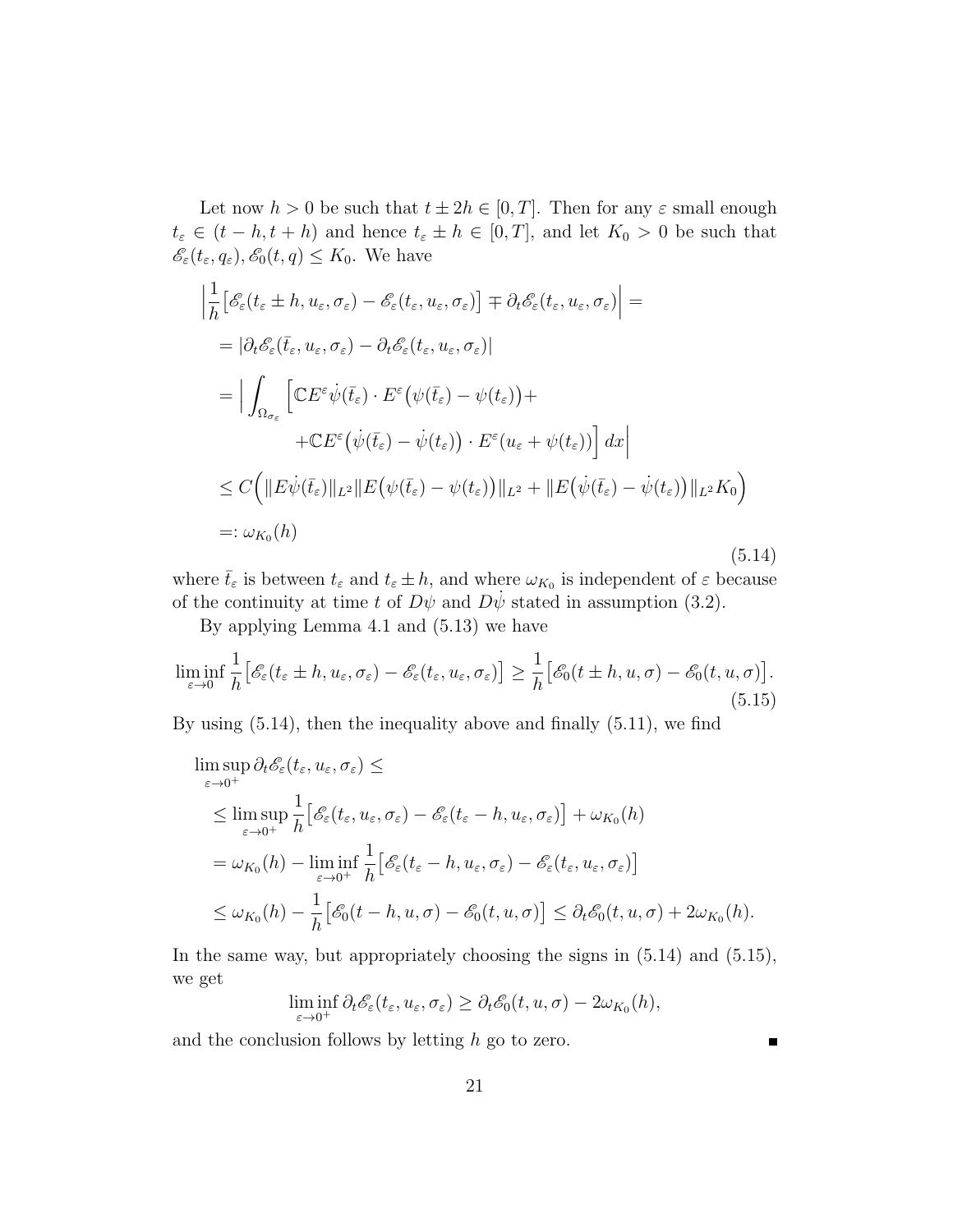Let now $h > 0$ be such that $t \pm 2h \in [0, T]$. Then for any $\varepsilon$ small enough $t_\varepsilon \in (t - h, t + h)$ and hence $t_\varepsilon \pm h \in [0, T]$, and let $K_0 > 0$ be such that $\mathscr{E}_\varepsilon(t_\varepsilon, q_\varepsilon), \mathscr{E}_0(t, q) \leq K_0$. We have

$$
\begin{aligned}
&\Big| \frac{1}{h}\big[\mathscr{E}_\varepsilon(t_\varepsilon \pm h, u_\varepsilon, \sigma_\varepsilon) - \mathscr{E}_\varepsilon(t_\varepsilon, u_\varepsilon, \sigma_\varepsilon)\big] \mp \partial_t \mathscr{E}_\varepsilon(t_\varepsilon, u_\varepsilon, \sigma_\varepsilon)\Big| = \\
&\quad = |\partial_t \mathscr{E}_\varepsilon(\bar{t}_\varepsilon, u_\varepsilon, \sigma_\varepsilon) - \partial_t \mathscr{E}_\varepsilon(t_\varepsilon, u_\varepsilon, \sigma_\varepsilon)| \\
&\quad = \Big| \int_{\Omega_{\sigma_\varepsilon}} \Big[\mathbb{C} E^\varepsilon \dot{\psi}(\bar{t}_\varepsilon) \cdot E^\varepsilon\big(\psi(\bar{t}_\varepsilon) - \psi(t_\varepsilon)\big) + \\
&\qquad\qquad + \mathbb{C} E^\varepsilon\big(\dot{\psi}(\bar{t}_\varepsilon) - \dot{\psi}(t_\varepsilon)\big) \cdot E^\varepsilon(u_\varepsilon + \psi(t_\varepsilon))\Big]\, dx \Big| \\
&\quad \leq C\Big(\|E\dot{\psi}(\bar{t}_\varepsilon)\|_{L^2} \|E\big(\psi(\bar{t}_\varepsilon) - \psi(t_\varepsilon)\big)\|_{L^2} + \|E\big(\dot{\psi}(\bar{t}_\varepsilon) - \dot{\psi}(t_\varepsilon)\big)\|_{L^2} K_0\Big) \\
&\quad =: \omega_{K_0}(h)
\end{aligned}
\tag{5.14}
$$

where $\bar{t}_\varepsilon$ is between $t_\varepsilon$ and $t_\varepsilon \pm h$, and where $\omega_{K_0}$ is independent of $\varepsilon$ because of the continuity at time $t$ of $D\psi$ and $D\dot{\psi}$ stated in assumption (3.2).

By applying Lemma 4.1 and (5.13) we have

$$
\liminf_{\varepsilon \to 0} \frac{1}{h}\big[\mathscr{E}_\varepsilon(t_\varepsilon \pm h, u_\varepsilon, \sigma_\varepsilon) - \mathscr{E}_\varepsilon(t_\varepsilon, u_\varepsilon, \sigma_\varepsilon)\big] \geq \frac{1}{h}\big[\mathscr{E}_0(t \pm h, u, \sigma) - \mathscr{E}_0(t, u, \sigma)\big].
\tag{5.15}
$$

By using (5.14), then the inequality above and finally (5.11), we find

$$
\begin{aligned}
&\limsup_{\varepsilon \to 0^+} \partial_t \mathscr{E}_\varepsilon(t_\varepsilon, u_\varepsilon, \sigma_\varepsilon) \leq \\
&\quad \leq \limsup_{\varepsilon \to 0^+} \frac{1}{h}\big[\mathscr{E}_\varepsilon(t_\varepsilon, u_\varepsilon, \sigma_\varepsilon) - \mathscr{E}_\varepsilon(t_\varepsilon - h, u_\varepsilon, \sigma_\varepsilon)\big] + \omega_{K_0}(h) \\
&\quad = \omega_{K_0}(h) - \liminf_{\varepsilon \to 0^+} \frac{1}{h}\big[\mathscr{E}_\varepsilon(t_\varepsilon - h, u_\varepsilon, \sigma_\varepsilon) - \mathscr{E}_\varepsilon(t_\varepsilon, u_\varepsilon, \sigma_\varepsilon)\big] \\
&\quad \leq \omega_{K_0}(h) - \frac{1}{h}\big[\mathscr{E}_0(t - h, u, \sigma) - \mathscr{E}_0(t, u, \sigma)\big] \leq \partial_t \mathscr{E}_0(t, u, \sigma) + 2\omega_{K_0}(h).
\end{aligned}
$$

In the same way, but appropriately choosing the signs in (5.14) and (5.15), we get

$$
\liminf_{\varepsilon \to 0^+} \partial_t \mathscr{E}_\varepsilon(t_\varepsilon, u_\varepsilon, \sigma_\varepsilon) \geq \partial_t \mathscr{E}_0(t, u, \sigma) - 2\omega_{K_0}(h),
$$

and the conclusion follows by letting $h$ go to zero. ∎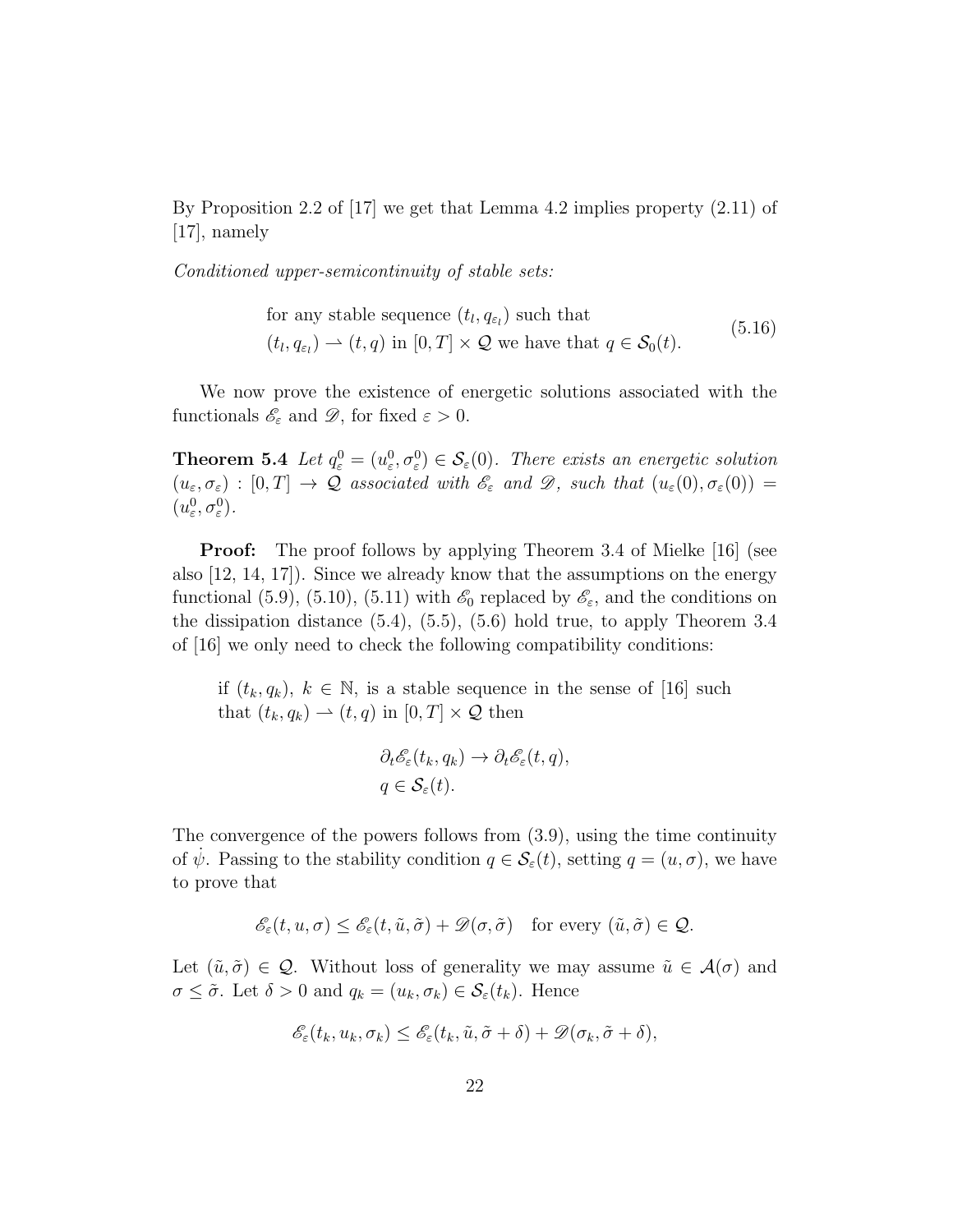By Proposition 2.2 of [17] we get that Lemma 4.2 implies property (2.11) of [17], namely

*Conditioned upper-semicontinuity of stable sets:*

$$
\begin{aligned}
&\text{for any stable sequence } (t_l, q_{\varepsilon_l}) \text{ such that} \\
&(t_l, q_{\varepsilon_l}) \rightharpoonup (t, q) \text{ in } [0,T] \times \mathcal{Q} \text{ we have that } q \in \mathcal{S}_0(t).
\end{aligned}
\tag{5.16}
$$

We now prove the existence of energetic solutions associated with the functionals $\mathscr{E}_\varepsilon$ and $\mathscr{D}$, for fixed $\varepsilon > 0$.

**Theorem 5.4** *Let $q_\varepsilon^0 = (u_\varepsilon^0, \sigma_\varepsilon^0) \in \mathcal{S}_\varepsilon(0)$. There exists an energetic solution $(u_\varepsilon, \sigma_\varepsilon) : [0,T] \to \mathcal{Q}$ associated with $\mathscr{E}_\varepsilon$ and $\mathscr{D}$, such that $(u_\varepsilon(0), \sigma_\varepsilon(0)) = (u_\varepsilon^0, \sigma_\varepsilon^0)$.*

**Proof:** The proof follows by applying Theorem 3.4 of Mielke [16] (see also [12, 14, 17]). Since we already know that the assumptions on the energy functional (5.9), (5.10), (5.11) with $\mathscr{E}_0$ replaced by $\mathscr{E}_\varepsilon$, and the conditions on the dissipation distance (5.4), (5.5), (5.6) hold true, to apply Theorem 3.4 of [16] we only need to check the following compatibility conditions:

> if $(t_k, q_k)$, $k \in \mathbb{N}$, is a stable sequence in the sense of [16] such that $(t_k, q_k) \rightharpoonup (t, q)$ in $[0,T] \times \mathcal{Q}$ then
>
> $$
> \begin{aligned}
> &\partial_t \mathscr{E}_\varepsilon(t_k, q_k) \to \partial_t \mathscr{E}_\varepsilon(t, q), \\
> &q \in \mathcal{S}_\varepsilon(t).
> \end{aligned}
> $$

The convergence of the powers follows from (3.9), using the time continuity of $\dot{\psi}$. Passing to the stability condition $q \in \mathcal{S}_\varepsilon(t)$, setting $q = (u, \sigma)$, we have to prove that

$$
\mathscr{E}_\varepsilon(t, u, \sigma) \leq \mathscr{E}_\varepsilon(t, \tilde{u}, \tilde{\sigma}) + \mathscr{D}(\sigma, \tilde{\sigma}) \quad \text{for every } (\tilde{u}, \tilde{\sigma}) \in \mathcal{Q}.
$$

Let $(\tilde{u}, \tilde{\sigma}) \in \mathcal{Q}$. Without loss of generality we may assume $\tilde{u} \in \mathcal{A}(\sigma)$ and $\sigma \leq \tilde{\sigma}$. Let $\delta > 0$ and $q_k = (u_k, \sigma_k) \in \mathcal{S}_\varepsilon(t_k)$. Hence

$$
\mathscr{E}_\varepsilon(t_k, u_k, \sigma_k) \leq \mathscr{E}_\varepsilon(t_k, \tilde{u}, \tilde{\sigma} + \delta) + \mathscr{D}(\sigma_k, \tilde{\sigma} + \delta),
$$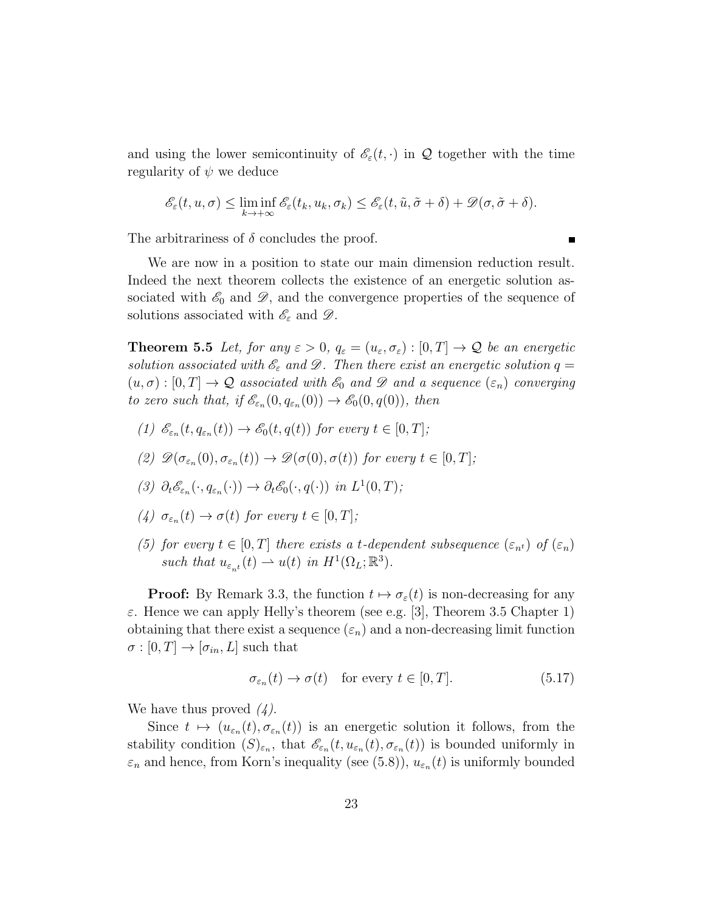and using the lower semicontinuity of $\mathscr{E}_\varepsilon(t,\cdot)$ in $\mathcal{Q}$ together with the time regularity of $\psi$ we deduce

$$\mathscr{E}_\varepsilon(t,u,\sigma) \leq \liminf_{k\to+\infty} \mathscr{E}_\varepsilon(t_k,u_k,\sigma_k) \leq \mathscr{E}_\varepsilon(t,\tilde{u},\tilde{\sigma}+\delta) + \mathscr{D}(\sigma,\tilde{\sigma}+\delta).$$

The arbitrariness of $\delta$ concludes the proof. ■

We are now in a position to state our main dimension reduction result. Indeed the next theorem collects the existence of an energetic solution associated with $\mathscr{E}_0$ and $\mathscr{D}$, and the convergence properties of the sequence of solutions associated with $\mathscr{E}_\varepsilon$ and $\mathscr{D}$.

**Theorem 5.5** *Let, for any $\varepsilon > 0$, $q_\varepsilon = (u_\varepsilon, \sigma_\varepsilon) : [0,T] \to \mathcal{Q}$ be an energetic solution associated with $\mathscr{E}_\varepsilon$ and $\mathscr{D}$. Then there exist an energetic solution $q = (u,\sigma) : [0,T] \to \mathcal{Q}$ associated with $\mathscr{E}_0$ and $\mathscr{D}$ and a sequence $(\varepsilon_n)$ converging to zero such that, if $\mathscr{E}_{\varepsilon_n}(0, q_{\varepsilon_n}(0)) \to \mathscr{E}_0(0,q(0))$, then*

*(1) $\mathscr{E}_{\varepsilon_n}(t, q_{\varepsilon_n}(t)) \to \mathscr{E}_0(t, q(t))$ for every $t \in [0,T]$;*

*(2) $\mathscr{D}(\sigma_{\varepsilon_n}(0), \sigma_{\varepsilon_n}(t)) \to \mathscr{D}(\sigma(0), \sigma(t))$ for every $t \in [0,T]$;*

*(3) $\partial_t \mathscr{E}_{\varepsilon_n}(\cdot, q_{\varepsilon_n}(\cdot)) \to \partial_t \mathscr{E}_0(\cdot, q(\cdot))$ in $L^1(0,T)$;*

*(4) $\sigma_{\varepsilon_n}(t) \to \sigma(t)$ for every $t \in [0,T]$;*

*(5) for every $t \in [0,T]$ there exists a $t$-dependent subsequence $(\varepsilon_{n^t})$ of $(\varepsilon_n)$ such that $u_{\varepsilon_{n^t}}(t) \rightharpoonup u(t)$ in $H^1(\Omega_L;\mathbb{R}^3)$.*

**Proof:** By Remark 3.3, the function $t \mapsto \sigma_\varepsilon(t)$ is non-decreasing for any $\varepsilon$. Hence we can apply Helly's theorem (see e.g. [3], Theorem 3.5 Chapter 1) obtaining that there exist a sequence $(\varepsilon_n)$ and a non-decreasing limit function $\sigma : [0,T] \to [\sigma_{in}, L]$ such that

$$\sigma_{\varepsilon_n}(t) \to \sigma(t) \quad \text{for every } t \in [0,T]. \tag{5.17}$$

We have thus proved *(4)*.

Since $t \mapsto (u_{\varepsilon_n}(t), \sigma_{\varepsilon_n}(t))$ is an energetic solution it follows, from the stability condition $(S)_{\varepsilon_n}$, that $\mathscr{E}_{\varepsilon_n}(t, u_{\varepsilon_n}(t), \sigma_{\varepsilon_n}(t))$ is bounded uniformly in $\varepsilon_n$ and hence, from Korn's inequality (see (5.8)), $u_{\varepsilon_n}(t)$ is uniformly bounded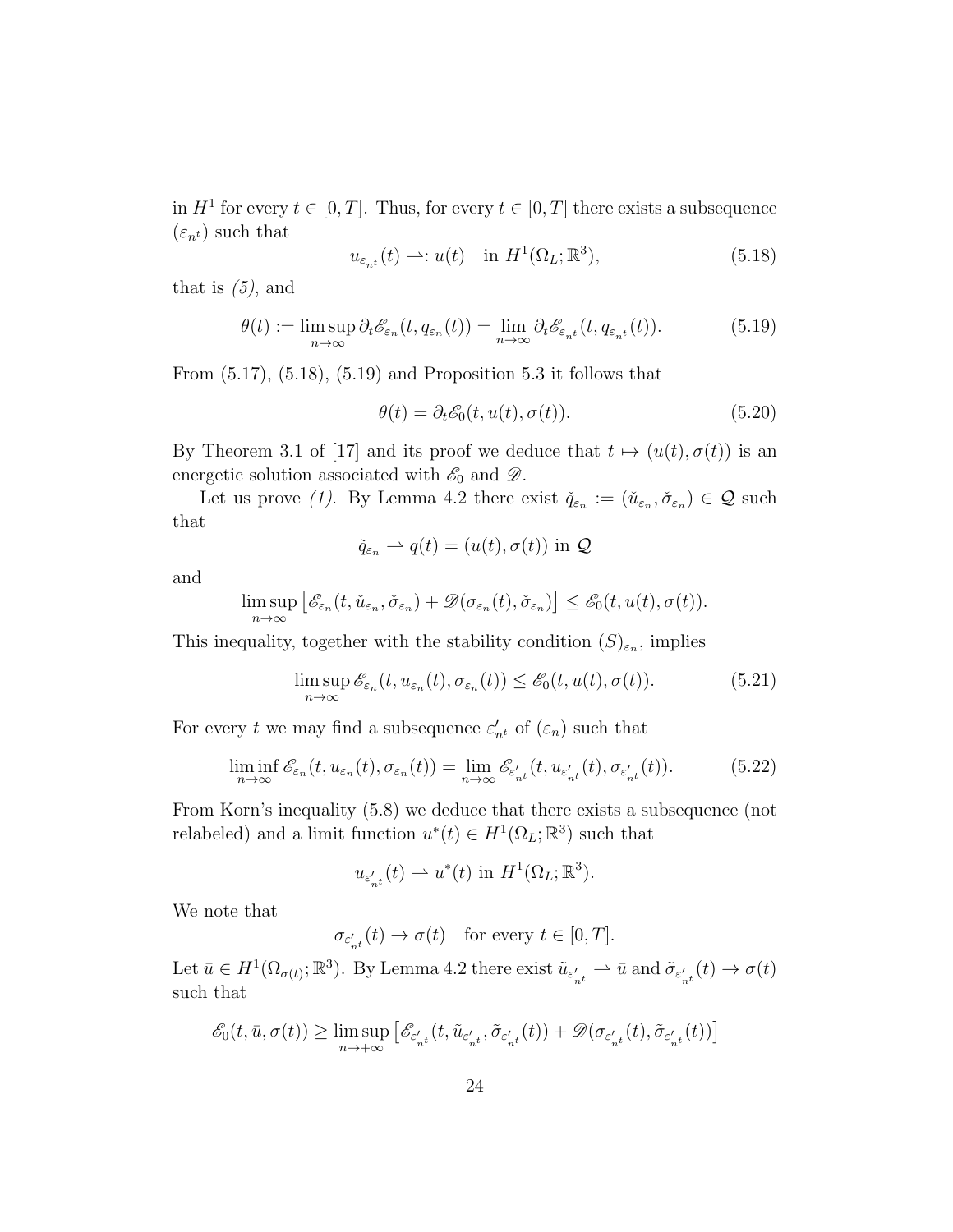in $H^1$ for every $t \in [0,T]$. Thus, for every $t \in [0,T]$ there exists a subsequence $(\varepsilon_{n^t})$ such that

$$u_{\varepsilon_{n^t}}(t) \rightharpoonup: u(t) \quad \text{in } H^1(\Omega_L;\mathbb{R}^3), \tag{5.18}$$

that is *(5)*, and

$$\theta(t) := \limsup_{n\to\infty} \partial_t \mathscr{E}_{\varepsilon_n}(t, q_{\varepsilon_n}(t)) = \lim_{n\to\infty} \partial_t \mathscr{E}_{\varepsilon_{n^t}}(t, q_{\varepsilon_{n^t}}(t)). \tag{5.19}$$

From (5.17), (5.18), (5.19) and Proposition 5.3 it follows that

$$\theta(t) = \partial_t \mathscr{E}_0(t, u(t), \sigma(t)). \tag{5.20}$$

By Theorem 3.1 of [17] and its proof we deduce that $t \mapsto (u(t), \sigma(t))$ is an energetic solution associated with $\mathscr{E}_0$ and $\mathscr{D}$.

Let us prove *(1)*. By Lemma 4.2 there exist $\check{q}_{\varepsilon_n} := (\check{u}_{\varepsilon_n}, \check{\sigma}_{\varepsilon_n}) \in \mathcal{Q}$ such that

$$\check{q}_{\varepsilon_n} \rightharpoonup q(t) = (u(t), \sigma(t)) \text{ in } \mathcal{Q}$$

and

$$\limsup_{n\to\infty} \left[\mathscr{E}_{\varepsilon_n}(t, \check{u}_{\varepsilon_n}, \check{\sigma}_{\varepsilon_n}) + \mathscr{D}(\sigma_{\varepsilon_n}(t), \check{\sigma}_{\varepsilon_n})\right] \le \mathscr{E}_0(t, u(t), \sigma(t)).$$

This inequality, together with the stability condition $(S)_{\varepsilon_n}$, implies

$$\limsup_{n\to\infty} \mathscr{E}_{\varepsilon_n}(t, u_{\varepsilon_n}(t), \sigma_{\varepsilon_n}(t)) \le \mathscr{E}_0(t, u(t), \sigma(t)). \tag{5.21}$$

For every $t$ we may find a subsequence $\varepsilon'_{n^t}$ of $(\varepsilon_n)$ such that

$$\liminf_{n\to\infty} \mathscr{E}_{\varepsilon_n}(t, u_{\varepsilon_n}(t), \sigma_{\varepsilon_n}(t)) = \lim_{n\to\infty} \mathscr{E}_{\varepsilon'_{n^t}}(t, u_{\varepsilon'_{n^t}}(t), \sigma_{\varepsilon'_{n^t}}(t)). \tag{5.22}$$

From Korn's inequality (5.8) we deduce that there exists a subsequence (not relabeled) and a limit function $u^*(t) \in H^1(\Omega_L;\mathbb{R}^3)$ such that

$$u_{\varepsilon'_{n^t}}(t) \rightharpoonup u^*(t) \text{ in } H^1(\Omega_L;\mathbb{R}^3).$$

We note that

$$\sigma_{\varepsilon'_{n^t}}(t) \to \sigma(t) \quad \text{for every } t \in [0,T].$$

Let $\bar{u} \in H^1(\Omega_{\sigma(t)};\mathbb{R}^3)$. By Lemma 4.2 there exist $\tilde{u}_{\varepsilon'_{n^t}} \rightharpoonup \bar{u}$ and $\tilde{\sigma}_{\varepsilon'_{n^t}}(t) \to \sigma(t)$ such that

$$\mathscr{E}_0(t, \bar{u}, \sigma(t)) \ge \limsup_{n\to+\infty} \left[\mathscr{E}_{\varepsilon'_{n^t}}(t, \tilde{u}_{\varepsilon'_{n^t}}, \tilde{\sigma}_{\varepsilon'_{n^t}}(t)) + \mathscr{D}(\sigma_{\varepsilon'_{n^t}}(t), \tilde{\sigma}_{\varepsilon'_{n^t}}(t))\right]$$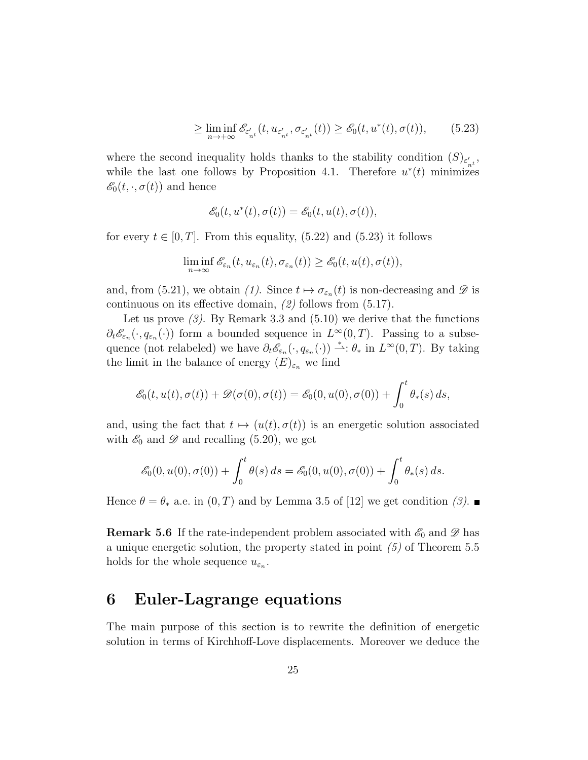$$\geq \liminf_{n\to+\infty} \mathscr{E}_{\varepsilon'_{n^t}}(t, u_{\varepsilon'_{n^t}}, \sigma_{\varepsilon'_{n^t}}(t)) \geq \mathscr{E}_0(t, u^*(t), \sigma(t)), \qquad (5.23)$$

where the second inequality holds thanks to the stability condition $(S)_{\varepsilon'_{n^t}}$, while the last one follows by Proposition 4.1. Therefore $u^*(t)$ minimizes $\mathscr{E}_0(t, \cdot, \sigma(t))$ and hence

$$\mathscr{E}_0(t, u^*(t), \sigma(t)) = \mathscr{E}_0(t, u(t), \sigma(t)),$$

for every $t \in [0, T]$. From this equality, (5.22) and (5.23) it follows

$$\liminf_{n\to\infty} \mathscr{E}_{\varepsilon_n}(t, u_{\varepsilon_n}(t), \sigma_{\varepsilon_n}(t)) \geq \mathscr{E}_0(t, u(t), \sigma(t)),$$

and, from (5.21), we obtain *(1)*. Since $t \mapsto \sigma_{\varepsilon_n}(t)$ is non-decreasing and $\mathscr{D}$ is continuous on its effective domain, *(2)* follows from (5.17).

Let us prove *(3)*. By Remark 3.3 and (5.10) we derive that the functions $\partial_t \mathscr{E}_{\varepsilon_n}(\cdot, q_{\varepsilon_n}(\cdot))$ form a bounded sequence in $L^\infty(0, T)$. Passing to a subsequence (not relabeled) we have $\partial_t \mathscr{E}_{\varepsilon_n}(\cdot, q_{\varepsilon_n}(\cdot)) \overset{*}{\rightharpoonup}: \theta_*$ in $L^\infty(0, T)$. By taking the limit in the balance of energy $(E)_{\varepsilon_n}$ we find

$$\mathscr{E}_0(t, u(t), \sigma(t)) + \mathscr{D}(\sigma(0), \sigma(t)) = \mathscr{E}_0(0, u(0), \sigma(0)) + \int_0^t \theta_*(s)\, ds,$$

and, using the fact that $t \mapsto (u(t), \sigma(t))$ is an energetic solution associated with $\mathscr{E}_0$ and $\mathscr{D}$ and recalling (5.20), we get

$$\mathscr{E}_0(0, u(0), \sigma(0)) + \int_0^t \theta(s)\, ds = \mathscr{E}_0(0, u(0), \sigma(0)) + \int_0^t \theta_*(s)\, ds.$$

Hence $\theta = \theta_*$ a.e. in $(0, T)$ and by Lemma 3.5 of [12] we get condition *(3)*. ∎

**Remark 5.6** If the rate-independent problem associated with $\mathscr{E}_0$ and $\mathscr{D}$ has a unique energetic solution, the property stated in point *(5)* of Theorem 5.5 holds for the whole sequence $u_{\varepsilon_n}$.

# 6 Euler-Lagrange equations

The main purpose of this section is to rewrite the definition of energetic solution in terms of Kirchhoff-Love displacements. Moreover we deduce the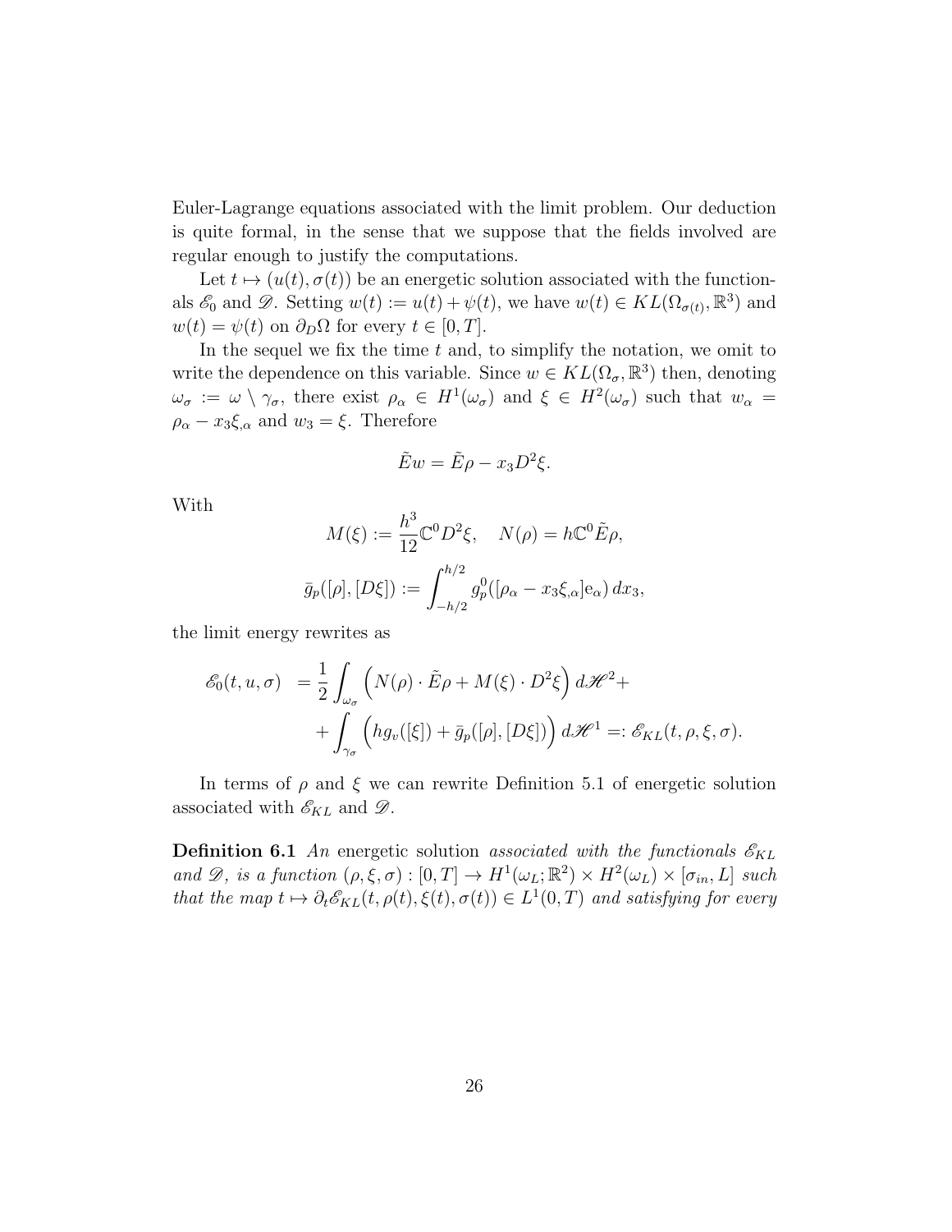Euler-Lagrange equations associated with the limit problem. Our deduction is quite formal, in the sense that we suppose that the fields involved are regular enough to justify the computations.

Let $t \mapsto (u(t), \sigma(t))$ be an energetic solution associated with the functionals $\mathscr{E}_0$ and $\mathscr{D}$. Setting $w(t) := u(t) + \psi(t)$, we have $w(t) \in KL(\Omega_{\sigma(t)}, \mathbb{R}^3)$ and $w(t) = \psi(t)$ on $\partial_D \Omega$ for every $t \in [0, T]$.

In the sequel we fix the time $t$ and, to simplify the notation, we omit to write the dependence on this variable. Since $w \in KL(\Omega_\sigma, \mathbb{R}^3)$ then, denoting $\omega_\sigma := \omega \setminus \gamma_\sigma$, there exist $\rho_\alpha \in H^1(\omega_\sigma)$ and $\xi \in H^2(\omega_\sigma)$ such that $w_\alpha = \rho_\alpha - x_3 \xi_{,\alpha}$ and $w_3 = \xi$. Therefore

$$\tilde{E}w = \tilde{E}\rho - x_3 D^2 \xi.$$

With

$$M(\xi) := \frac{h^3}{12} \mathbb{C}^0 D^2 \xi, \quad N(\rho) = h \mathbb{C}^0 \tilde{E}\rho,$$

$$\bar{g}_p([\rho], [D\xi]) := \int_{-h/2}^{h/2} g_p^0([\rho_\alpha - x_3 \xi_{,\alpha}] \mathrm{e}_\alpha)\, dx_3,$$

the limit energy rewrites as

$$\begin{aligned} \mathscr{E}_0(t, u, \sigma) \;&= \frac{1}{2} \int_{\omega_\sigma} \Big( N(\rho) \cdot \tilde{E}\rho + M(\xi) \cdot D^2 \xi \Big)\, d\mathscr{H}^2 + \\ &\quad + \int_{\gamma_\sigma} \Big( h g_v([\xi]) + \bar{g}_p([\rho], [D\xi]) \Big)\, d\mathscr{H}^1 =: \mathscr{E}_{KL}(t, \rho, \xi, \sigma). \end{aligned}$$

In terms of $\rho$ and $\xi$ we can rewrite Definition 5.1 of energetic solution associated with $\mathscr{E}_{KL}$ and $\mathscr{D}$.

**Definition 6.1** *An* energetic solution *associated with the functionals $\mathscr{E}_{KL}$ and $\mathscr{D}$, is a function $(\rho, \xi, \sigma) : [0, T] \to H^1(\omega_L; \mathbb{R}^2) \times H^2(\omega_L) \times [\sigma_{in}, L]$ such that the map $t \mapsto \partial_t \mathscr{E}_{KL}(t, \rho(t), \xi(t), \sigma(t)) \in L^1(0, T)$ and satisfying for every*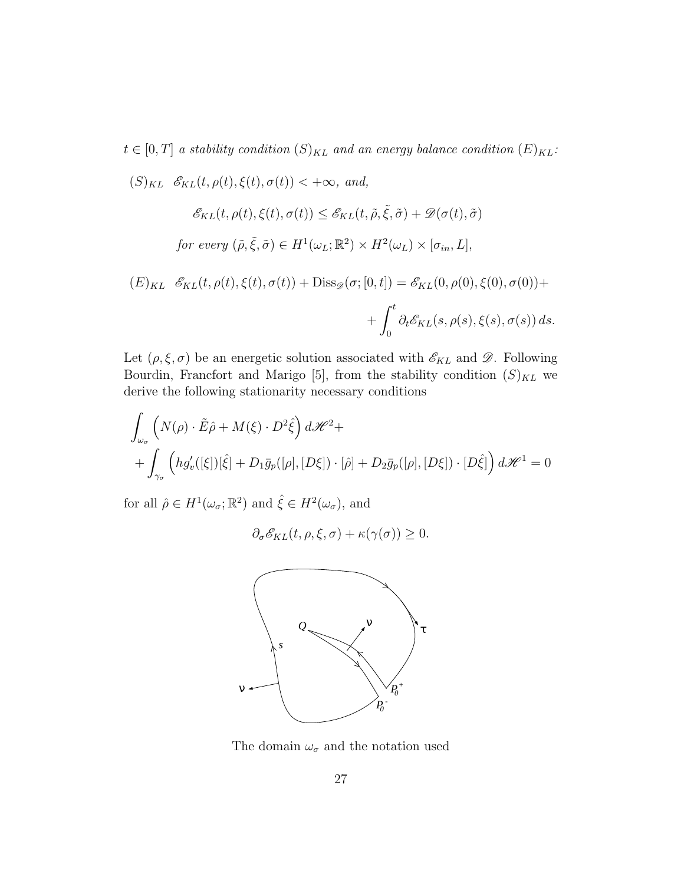$t \in [0,T]$ *a stability condition* $(S)_{KL}$ *and an energy balance condition* $(E)_{KL}$*:*

$(S)_{KL}$ $\mathscr{E}_{KL}(t,\rho(t),\xi(t),\sigma(t)) < +\infty$*, and,*

$$\mathscr{E}_{KL}(t,\rho(t),\xi(t),\sigma(t)) \leq \mathscr{E}_{KL}(t,\tilde{\rho},\tilde{\xi},\tilde{\sigma}) + \mathscr{D}(\sigma(t),\tilde{\sigma})$$

*for every* $(\tilde{\rho},\tilde{\xi},\tilde{\sigma}) \in H^1(\omega_L;\mathbb{R}^2) \times H^2(\omega_L) \times [\sigma_{in}, L]$*,*

$(E)_{KL}$

$$\mathscr{E}_{KL}(t,\rho(t),\xi(t),\sigma(t)) + \mathrm{Diss}_{\mathscr{D}}(\sigma;[0,t]) = \mathscr{E}_{KL}(0,\rho(0),\xi(0),\sigma(0)) + \int_0^t \partial_t \mathscr{E}_{KL}(s,\rho(s),\xi(s),\sigma(s))\,ds.$$

Let $(\rho,\xi,\sigma)$ be an energetic solution associated with $\mathscr{E}_{KL}$ and $\mathscr{D}$. Following Bourdin, Francfort and Marigo [5], from the stability condition $(S)_{KL}$ we derive the following stationarity necessary conditions

$$\int_{\omega_\sigma} \Big( N(\rho)\cdot \tilde{E}\hat{\rho} + M(\xi)\cdot D^2\hat{\xi} \Big)\, d\mathscr{H}^2 + \int_{\gamma_\sigma} \Big( h g_v'([\xi])[\hat{\xi}] + D_1\bar{g}_p([\rho],[D\xi])\cdot[\hat{\rho}] + D_2\bar{g}_p([\rho],[D\xi])\cdot[D\hat{\xi}] \Big)\, d\mathscr{H}^1 = 0$$

for all $\hat{\rho} \in H^1(\omega_\sigma;\mathbb{R}^2)$ and $\hat{\xi} \in H^2(\omega_\sigma)$, and

$$\partial_\sigma \mathscr{E}_{KL}(t,\rho,\xi,\sigma) + \kappa(\gamma(\sigma)) \geq 0.$$

The domain $\omega_\sigma$ and the notation used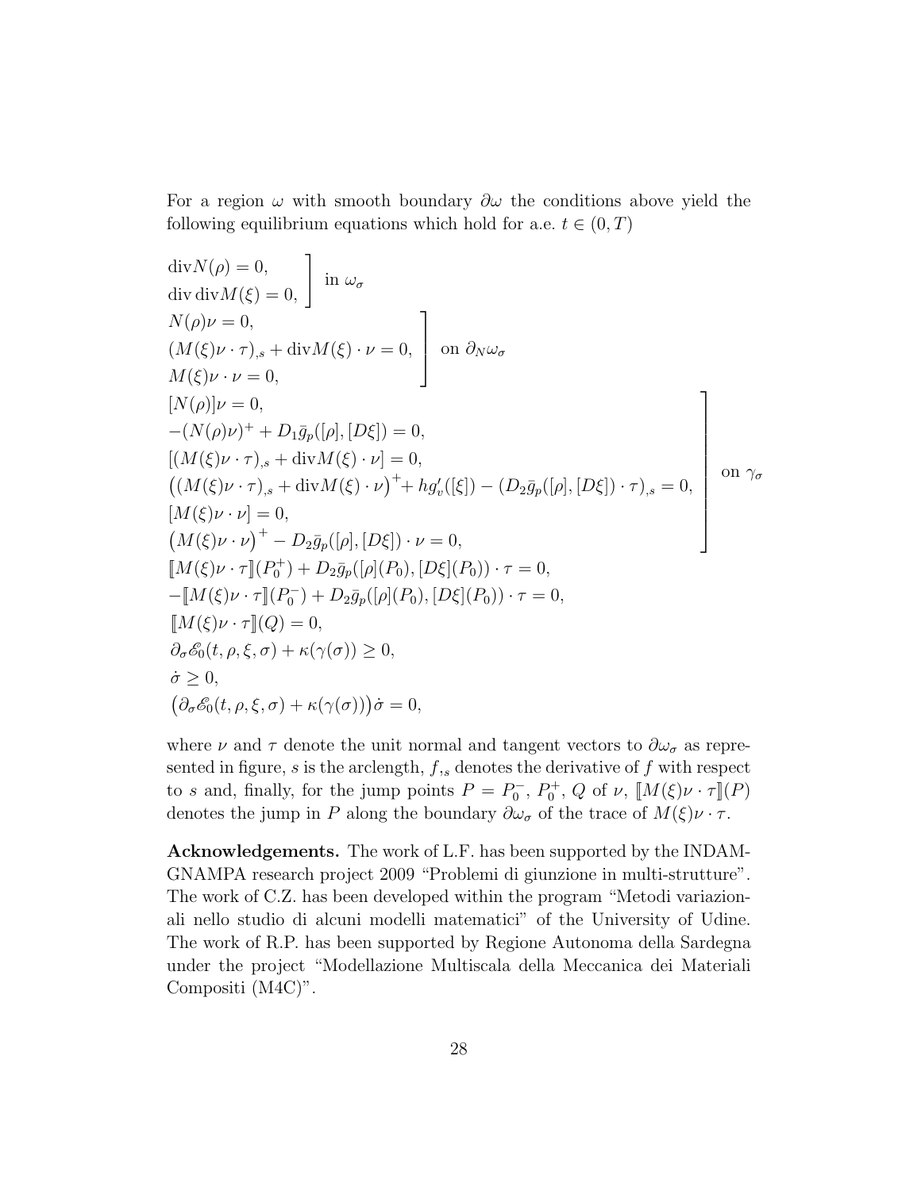For a region $\omega$ with smooth boundary $\partial\omega$ the conditions above yield the following equilibrium equations which hold for a.e. $t \in (0,T)$

$$
\left.\begin{array}{l}
\mathrm{div} N(\rho) = 0, \\
\mathrm{div}\,\mathrm{div} M(\xi) = 0,
\end{array}\right] \text{ in } \omega_\sigma
$$

$$
\left.\begin{array}{l}
N(\rho)\nu = 0, \\
(M(\xi)\nu\cdot\tau)_{,s} + \mathrm{div} M(\xi)\cdot\nu = 0, \\
M(\xi)\nu\cdot\nu = 0,
\end{array}\right] \text{ on } \partial_N\omega_\sigma
$$

$$
\left.\begin{array}{l}
[N(\rho)]\nu = 0, \\
-(N(\rho)\nu)^+ + D_1\bar{g}_p([\rho],[D\xi]) = 0, \\
[(M(\xi)\nu\cdot\tau)_{,s} + \mathrm{div} M(\xi)\cdot\nu] = 0, \\
\big((M(\xi)\nu\cdot\tau)_{,s} + \mathrm{div} M(\xi)\cdot\nu\big)^+ + hg_v'([\xi]) - (D_2\bar{g}_p([\rho],[D\xi])\cdot\tau)_{,s} = 0, \\
[M(\xi)\nu\cdot\nu] = 0, \\
\big(M(\xi)\nu\cdot\nu\big)^+ - D_2\bar{g}_p([\rho],[D\xi])\cdot\nu = 0,
\end{array}\right] \text{ on } \gamma_\sigma
$$

$$
\begin{array}{l}
[\![M(\xi)\nu\cdot\tau]\!](P_0^+) + D_2\bar{g}_p([\rho](P_0),[D\xi](P_0))\cdot\tau = 0, \\
-[\![M(\xi)\nu\cdot\tau]\!](P_0^-) + D_2\bar{g}_p([\rho](P_0),[D\xi](P_0))\cdot\tau = 0, \\
[\![M(\xi)\nu\cdot\tau]\!](Q) = 0, \\
\partial_\sigma\mathscr{E}_0(t,\rho,\xi,\sigma) + \kappa(\gamma(\sigma)) \geq 0, \\
\dot{\sigma} \geq 0, \\
\big(\partial_\sigma\mathscr{E}_0(t,\rho,\xi,\sigma) + \kappa(\gamma(\sigma))\big)\dot{\sigma} = 0,
\end{array}
$$

where $\nu$ and $\tau$ denote the unit normal and tangent vectors to $\partial\omega_\sigma$ as represented in figure, $s$ is the arclength, $f_{,s}$ denotes the derivative of $f$ with respect to $s$ and, finally, for the jump points $P = P_0^-$, $P_0^+$, $Q$ of $\nu$, $[\![M(\xi)\nu\cdot\tau]\!](P)$ denotes the jump in $P$ along the boundary $\partial\omega_\sigma$ of the trace of $M(\xi)\nu\cdot\tau$.

**Acknowledgements.** The work of L.F. has been supported by the INDAM-GNAMPA research project 2009 "Problemi di giunzione in multi-strutture". The work of C.Z. has been developed within the program "Metodi variazionali nello studio di alcuni modelli matematici" of the University of Udine. The work of R.P. has been supported by Regione Autonoma della Sardegna under the project "Modellazione Multiscala della Meccanica dei Materiali Compositi (M4C)".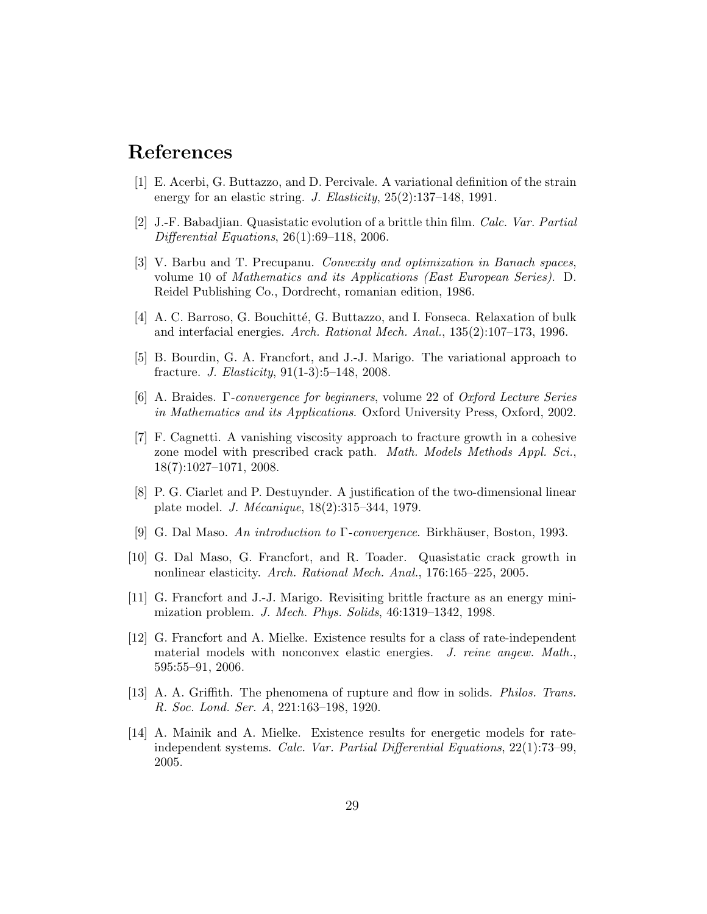# References

[1] E. Acerbi, G. Buttazzo, and D. Percivale. A variational definition of the strain energy for an elastic string. *J. Elasticity*, 25(2):137–148, 1991.

[2] J.-F. Babadjian. Quasistatic evolution of a brittle thin film. *Calc. Var. Partial Differential Equations*, 26(1):69–118, 2006.

[3] V. Barbu and T. Precupanu. *Convexity and optimization in Banach spaces*, volume 10 of *Mathematics and its Applications (East European Series)*. D. Reidel Publishing Co., Dordrecht, romanian edition, 1986.

[4] A. C. Barroso, G. Bouchitté, G. Buttazzo, and I. Fonseca. Relaxation of bulk and interfacial energies. *Arch. Rational Mech. Anal.*, 135(2):107–173, 1996.

[5] B. Bourdin, G. A. Francfort, and J.-J. Marigo. The variational approach to fracture. *J. Elasticity*, 91(1-3):5–148, 2008.

[6] A. Braides. *Γ-convergence for beginners*, volume 22 of *Oxford Lecture Series in Mathematics and its Applications*. Oxford University Press, Oxford, 2002.

[7] F. Cagnetti. A vanishing viscosity approach to fracture growth in a cohesive zone model with prescribed crack path. *Math. Models Methods Appl. Sci.*, 18(7):1027–1071, 2008.

[8] P. G. Ciarlet and P. Destuynder. A justification of the two-dimensional linear plate model. *J. Mécanique*, 18(2):315–344, 1979.

[9] G. Dal Maso. *An introduction to Γ-convergence*. Birkhäuser, Boston, 1993.

[10] G. Dal Maso, G. Francfort, and R. Toader. Quasistatic crack growth in nonlinear elasticity. *Arch. Rational Mech. Anal.*, 176:165–225, 2005.

[11] G. Francfort and J.-J. Marigo. Revisiting brittle fracture as an energy minimization problem. *J. Mech. Phys. Solids*, 46:1319–1342, 1998.

[12] G. Francfort and A. Mielke. Existence results for a class of rate-independent material models with nonconvex elastic energies. *J. reine angew. Math.*, 595:55–91, 2006.

[13] A. A. Griffith. The phenomena of rupture and flow in solids. *Philos. Trans. R. Soc. Lond. Ser. A*, 221:163–198, 1920.

[14] A. Mainik and A. Mielke. Existence results for energetic models for rate-independent systems. *Calc. Var. Partial Differential Equations*, 22(1):73–99, 2005.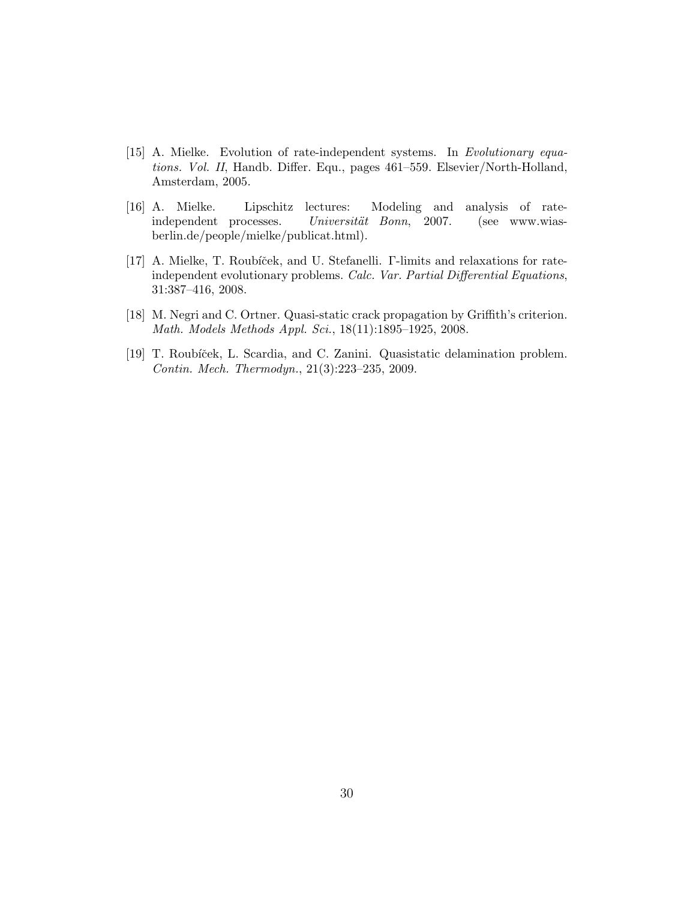[15] A. Mielke. Evolution of rate-independent systems. In *Evolutionary equations. Vol. II*, Handb. Differ. Equ., pages 461–559. Elsevier/North-Holland, Amsterdam, 2005.

[16] A. Mielke. Lipschitz lectures: Modeling and analysis of rate-independent processes. *Universität Bonn*, 2007. (see www.wias-berlin.de/people/mielke/publicat.html).

[17] A. Mielke, T. Roubíček, and U. Stefanelli. Γ-limits and relaxations for rate-independent evolutionary problems. *Calc. Var. Partial Differential Equations*, 31:387–416, 2008.

[18] M. Negri and C. Ortner. Quasi-static crack propagation by Griffith's criterion. *Math. Models Methods Appl. Sci.*, 18(11):1895–1925, 2008.

[19] T. Roubíček, L. Scardia, and C. Zanini. Quasistatic delamination problem. *Contin. Mech. Thermodyn.*, 21(3):223–235, 2009.